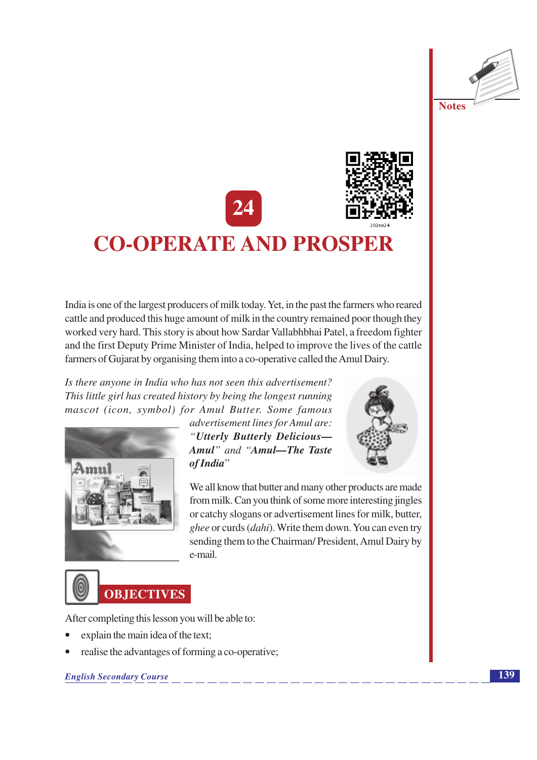# 24

# CO-OPERATE AND PROSPER

India is one of the largest producers of milk today. Yet, in the past the farmers who reared cattle and produced this huge amount of milk in the country remained poor though they worked very hard. This story is about how Sardar Vallabhbhai Patel, a freedom fighter and the first Deputy Prime Minister of India, helped to improve the lives of the cattle farmers of Gujarat by organising them into a co-operative called the Amul Dairy.

*Is there anyone in India who has not seen this advertisement? This little girl has created history by being the longest running mascot (icon, symbol) for Amul Butter. Some famous advertisement lines for Amul are: "**Utterly Butterly Delicious—Amul**" and "**Amul—The Taste of India**"*

We all know that butter and many other products are made from milk. Can you think of some more interesting jingles or catchy slogans or advertisement lines for milk, butter, *ghee* or curds (*dahi*). Write them down. You can even try sending them to the Chairman/ President, Amul Dairy by e-mail.

## OBJECTIVES

After completing this lesson you will be able to:

- explain the main idea of the text;
- realise the advantages of forming a co-operative;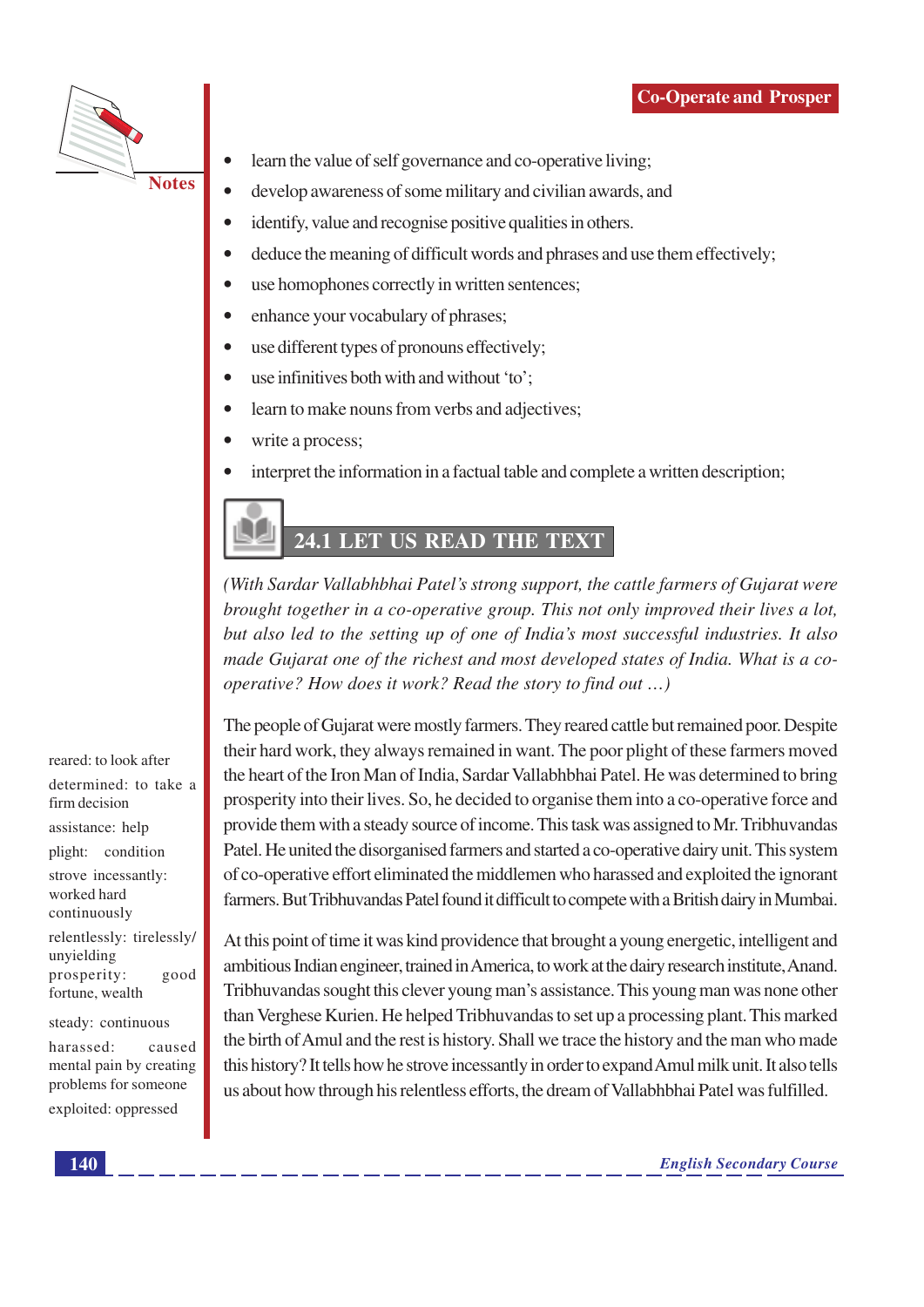- learn the value of self governance and co-operative living;
- develop awareness of some military and civilian awards, and
- identify, value and recognise positive qualities in others.
- deduce the meaning of difficult words and phrases and use them effectively;
- use homophones correctly in written sentences;
- enhance your vocabulary of phrases;
- use different types of pronouns effectively;
- use infinitives both with and without 'to';
- learn to make nouns from verbs and adjectives;
- write a process;
- interpret the information in a factual table and complete a written description;

## 24.1 LET US READ THE TEXT

*(With Sardar Vallabhbhai Patel's strong support, the cattle farmers of Gujarat were brought together in a co-operative group. This not only improved their lives a lot, but also led to the setting up of one of India's most successful industries. It also made Gujarat one of the richest and most developed states of India. What is a co-operative? How does it work? Read the story to find out …)*

The people of Gujarat were mostly farmers. They reared cattle but remained poor. Despite their hard work, they always remained in want. The poor plight of these farmers moved the heart of the Iron Man of India, Sardar Vallabhbhai Patel. He was determined to bring prosperity into their lives. So, he decided to organise them into a co-operative force and provide them with a steady source of income. This task was assigned to Mr. Tribhuvandas Patel. He united the disorganised farmers and started a co-operative dairy unit. This system of co-operative effort eliminated the middlemen who harassed and exploited the ignorant farmers. But Tribhuvandas Patel found it difficult to compete with a British dairy in Mumbai.

At this point of time it was kind providence that brought a young energetic, intelligent and ambitious Indian engineer, trained in America, to work at the dairy research institute, Anand. Tribhuvandas sought this clever young man's assistance. This young man was none other than Verghese Kurien. He helped Tribhuvandas to set up a processing plant. This marked the birth of Amul and the rest is history. Shall we trace the history and the man who made this history? It tells how he strove incessantly in order to expand Amul milk unit. It also tells us about how through his relentless efforts, the dream of Vallabhbhai Patel was fulfilled.

**Notes**

reared: to look after

determined: to take a firm decision

assistance: help

plight: condition

strove incessantly: worked hard continuously

relentlessly: tirelessly/unyielding

prosperity: good fortune, wealth

steady: continuous

harassed: caused mental pain by creating problems for someone

exploited: oppressed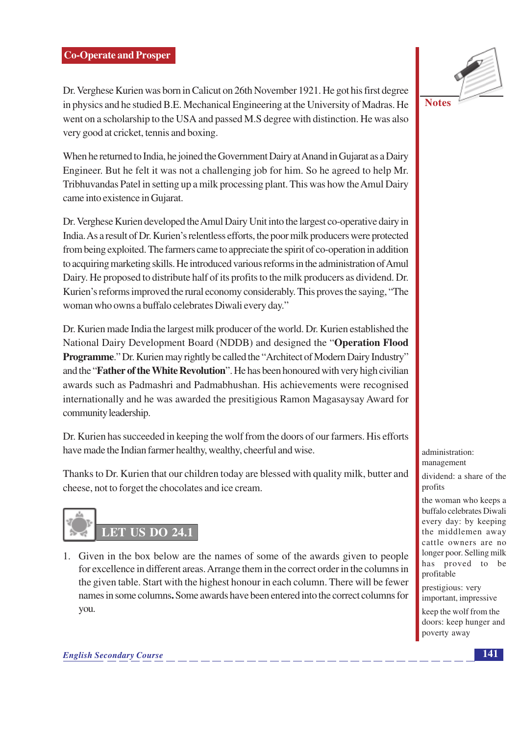## Co-Operate and Prosper

Dr. Verghese Kurien was born in Calicut on 26th November 1921. He got his first degree in physics and he studied B.E. Mechanical Engineering at the University of Madras. He went on a scholarship to the USA and passed M.S degree with distinction. He was also very good at cricket, tennis and boxing.

When he returned to India, he joined the Government Dairy at Anand in Gujarat as a Dairy Engineer. But he felt it was not a challenging job for him. So he agreed to help Mr. Tribhuvandas Patel in setting up a milk processing plant. This was how the Amul Dairy came into existence in Gujarat.

Dr. Verghese Kurien developed the Amul Dairy Unit into the largest co-operative dairy in India. As a result of Dr. Kurien's relentless efforts, the poor milk producers were protected from being exploited. The farmers came to appreciate the spirit of co-operation in addition to acquiring marketing skills. He introduced various reforms in the administration of Amul Dairy. He proposed to distribute half of its profits to the milk producers as dividend. Dr. Kurien's reforms improved the rural economy considerably. This proves the saying, "The woman who owns a buffalo celebrates Diwali every day."

Dr. Kurien made India the largest milk producer of the world. Dr. Kurien established the National Dairy Development Board (NDDB) and designed the "**Operation Flood Programme**." Dr. Kurien may rightly be called the "Architect of Modern Dairy Industry" and the "**Father of the White Revolution**". He has been honoured with very high civilian awards such as Padmashri and Padmabhushan. His achievements were recognised internationally and he was awarded the presitigious Ramon Magasaysay Award for community leadership.

Dr. Kurien has succeeded in keeping the wolf from the doors of our farmers. His efforts have made the Indian farmer healthy, wealthy, cheerful and wise.

Thanks to Dr. Kurien that our children today are blessed with quality milk, butter and cheese, not to forget the chocolates and ice cream.

### LET US DO 24.1

1. Given in the box below are the names of some of the awards given to people for excellence in different areas. Arrange them in the correct order in the columns in the given table. Start with the highest honour in each column. There will be fewer names in some columns**.** Some awards have been entered into the correct columns for you.

**Notes**

administration: management

dividend: a share of the profits

the woman who keeps a buffalo celebrates Diwali every day: by keeping the middlemen away cattle owners are no longer poor. Selling milk has proved to be profitable

prestigious: very important, impressive

keep the wolf from the doors: keep hunger and poverty away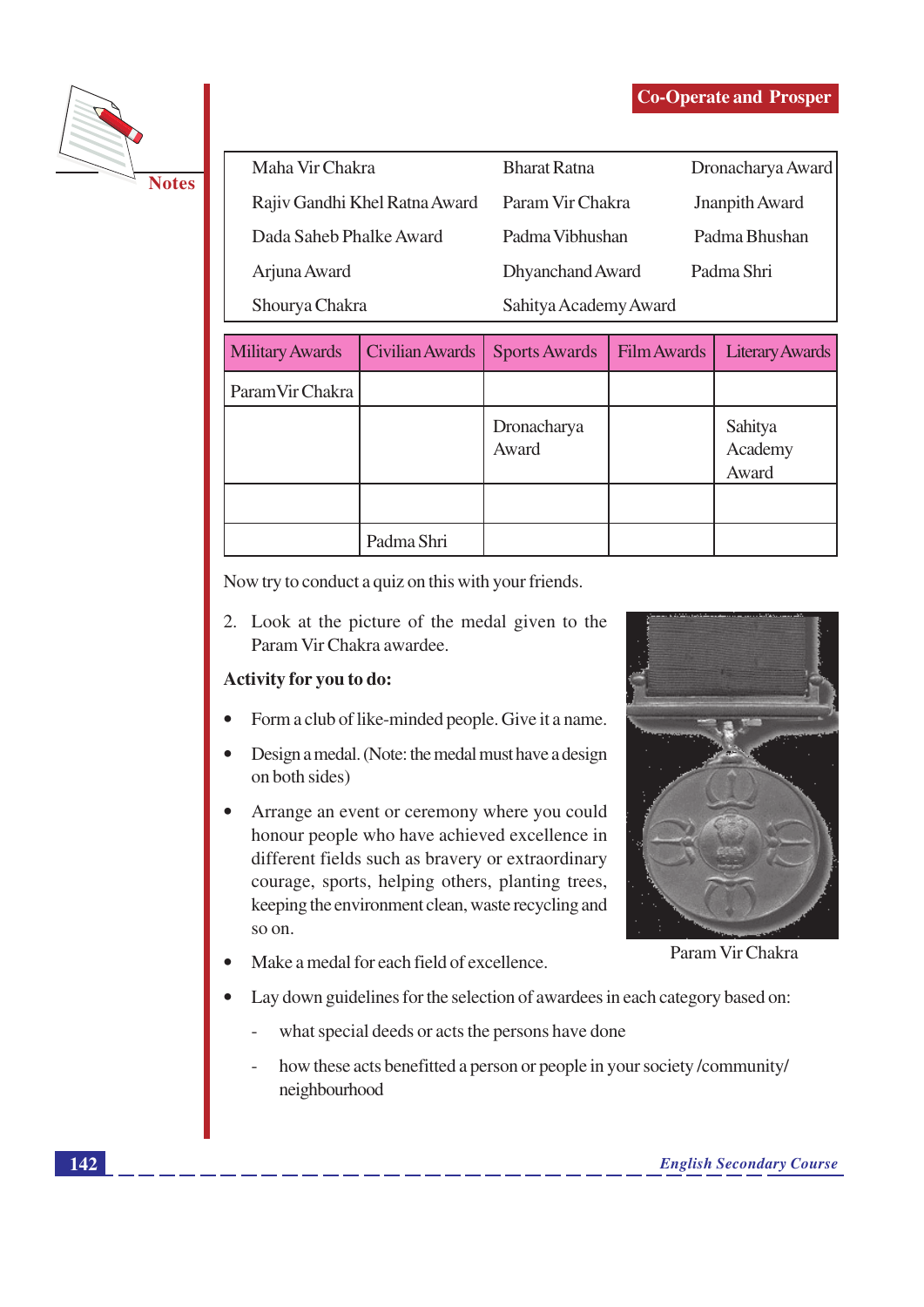| | | |
|---|---|---|
| Maha Vir Chakra | Bharat Ratna | Dronacharya Award |
| Rajiv Gandhi Khel Ratna Award | Param Vir Chakra | Jnanpith Award |
| Dada Saheb Phalke Award | Padma Vibhushan | Padma Bhushan |
| Arjuna Award | Dhyanchand Award | Padma Shri |
| Shourya Chakra | Sahitya Academy Award | |

| Military Awards | Civilian Awards | Sports Awards | Film Awards | Literary Awards |
|---|---|---|---|---|
| Param Vir Chakra | | | | |
| | | Dronacharya Award | | Sahitya Academy Award |
| | | | | |
| | Padma Shri | | | |

Now try to conduct a quiz on this with your friends.

2. Look at the picture of the medal given to the Param Vir Chakra awardee.

Param Vir Chakra

**Activity for you to do:**

- Form a club of like-minded people. Give it a name.
- Design a medal. (Note: the medal must have a design on both sides)
- Arrange an event or ceremony where you could honour people who have achieved excellence in different fields such as bravery or extraordinary courage, sports, helping others, planting trees, keeping the environment clean, waste recycling and so on.
- Make a medal for each field of excellence.
- Lay down guidelines for the selection of awardees in each category based on:
  - what special deeds or acts the persons have done
  - how these acts benefitted a person or people in your society /community/ neighbourhood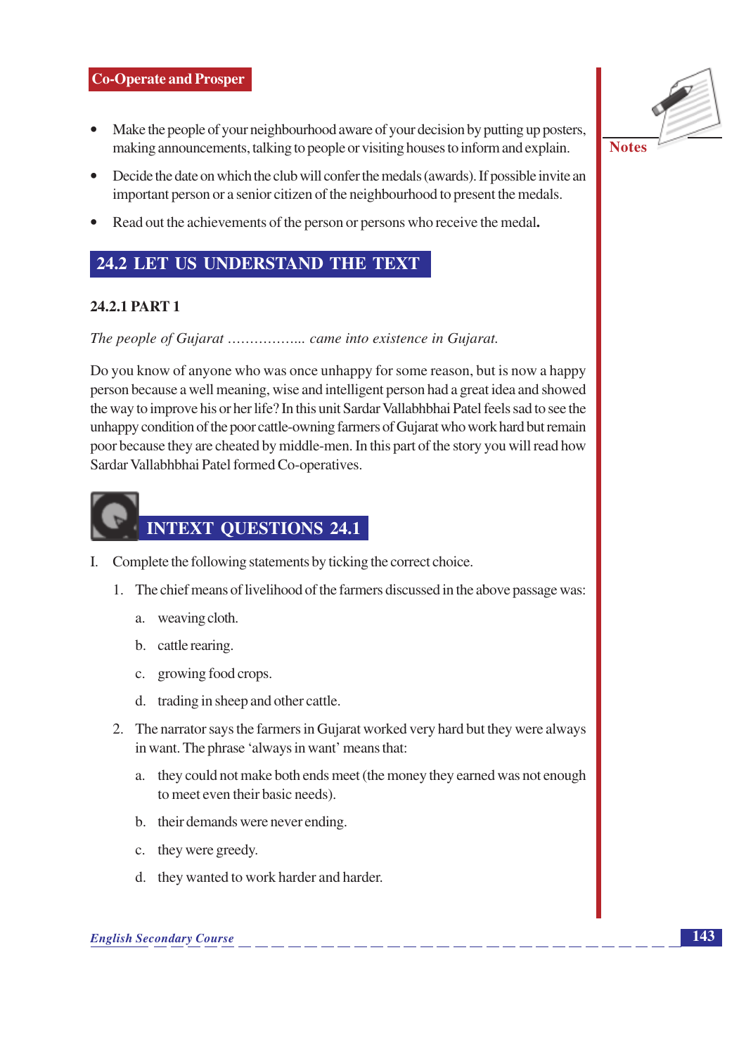- Make the people of your neighbourhood aware of your decision by putting up posters, making announcements, talking to people or visiting houses to inform and explain.
- Decide the date on which the club will confer the medals (awards). If possible invite an important person or a senior citizen of the neighbourhood to present the medals.
- Read out the achievements of the person or persons who receive the medal**.**

## 24.2 LET US UNDERSTAND THE TEXT

### 24.2.1 PART 1

*The people of Gujarat …………….. came into existence in Gujarat.*

Do you know of anyone who was once unhappy for some reason, but is now a happy person because a well meaning, wise and intelligent person had a great idea and showed the way to improve his or her life? In this unit Sardar Vallabhbhai Patel feels sad to see the unhappy condition of the poor cattle-owning farmers of Gujarat who work hard but remain poor because they are cheated by middle-men. In this part of the story you will read how Sardar Vallabhbhai Patel formed Co-operatives.

## INTEXT QUESTIONS 24.1

I. Complete the following statements by ticking the correct choice.

1. The chief means of livelihood of the farmers discussed in the above passage was:

   a. weaving cloth.

   b. cattle rearing.

   c. growing food crops.

   d. trading in sheep and other cattle.

2. The narrator says the farmers in Gujarat worked very hard but they were always in want. The phrase 'always in want' means that:

   a. they could not make both ends meet (the money they earned was not enough to meet even their basic needs).

   b. their demands were never ending.

   c. they were greedy.

   d. they wanted to work harder and harder.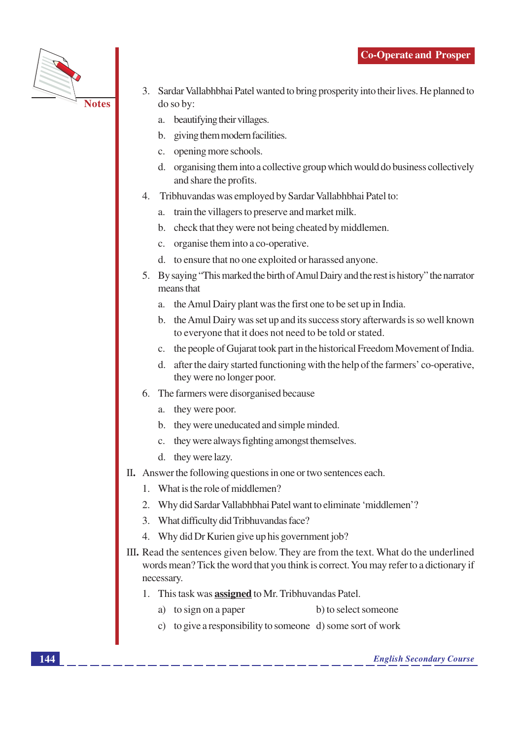3. Sardar Vallabhbhai Patel wanted to bring prosperity into their lives. He planned to do so by:

   a. beautifying their villages.

   b. giving them modern facilities.

   c. opening more schools.

   d. organising them into a collective group which would do business collectively and share the profits.

4. Tribhuvandas was employed by Sardar Vallabhbhai Patel to:

   a. train the villagers to preserve and market milk.

   b. check that they were not being cheated by middlemen.

   c. organise them into a co-operative.

   d. to ensure that no one exploited or harassed anyone.

5. By saying "This marked the birth of Amul Dairy and the rest is history" the narrator means that

   a. the Amul Dairy plant was the first one to be set up in India.

   b. the Amul Dairy was set up and its success story afterwards is so well known to everyone that it does not need to be told or stated.

   c. the people of Gujarat took part in the historical Freedom Movement of India.

   d. after the dairy started functioning with the help of the farmers' co-operative, they were no longer poor.

6. The farmers were disorganised because

   a. they were poor.

   b. they were uneducated and simple minded.

   c. they were always fighting amongst themselves.

   d. they were lazy.

**II.** Answer the following questions in one or two sentences each.

1. What is the role of middlemen?
2. Why did Sardar Vallabhbhai Patel want to eliminate 'middlemen'?
3. What difficulty did Tribhuvandas face?
4. Why did Dr Kurien give up his government job?

**III.** Read the sentences given below. They are from the text. What do the underlined words mean? Tick the word that you think is correct. You may refer to a dictionary if necessary.

1. This task was **assigned** to Mr. Tribhuvandas Patel.

   a) to sign on a paper &nbsp;&nbsp;&nbsp;&nbsp; b) to select someone

   c) to give a responsibility to someone &nbsp;&nbsp;&nbsp;&nbsp; d) some sort of work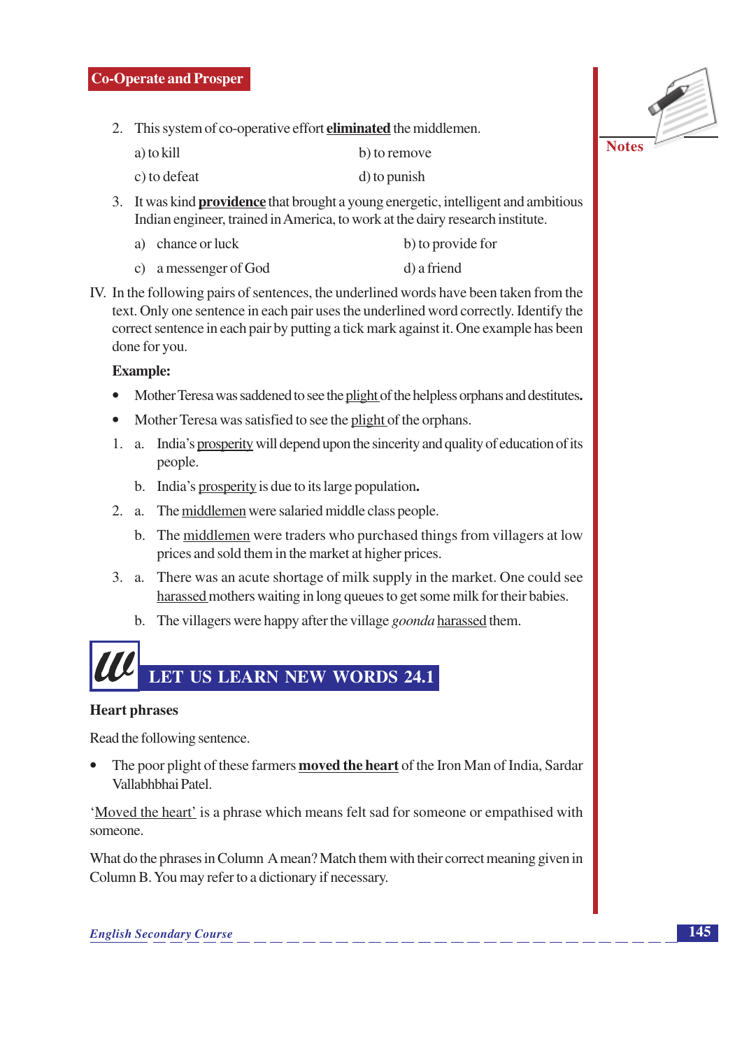2. This system of co-operative effort **eliminated** the middlemen.

   a) to kill　　　　b) to remove

   c) to defeat　　　　d) to punish

3. It was kind **providence** that brought a young energetic, intelligent and ambitious Indian engineer, trained in America, to work at the dairy research institute.

   a) chance or luck　　　　b) to provide for

   c) a messenger of God　　　　d) a friend

IV. In the following pairs of sentences, the underlined words have been taken from the text. Only one sentence in each pair uses the underlined word correctly. Identify the correct sentence in each pair by putting a tick mark against it. One example has been done for you.

**Example:**

- Mother Teresa was saddened to see the plight of the helpless orphans and destitutes.
- Mother Teresa was satisfied to see the plight of the orphans.

1. a. India's prosperity will depend upon the sincerity and quality of education of its people.

   b. India's prosperity is due to its large population.

2. a. The middlemen were salaried middle class people.

   b. The middlemen were traders who purchased things from villagers at low prices and sold them in the market at higher prices.

3. a. There was an acute shortage of milk supply in the market. One could see harassed mothers waiting in long queues to get some milk for their babies.

   b. The villagers were happy after the village *goonda* harassed them.

## LET US LEARN NEW WORDS 24.1

### Heart phrases

Read the following sentence.

- The poor plight of these farmers **moved the heart** of the Iron Man of India, Sardar Vallabhbhai Patel.

'Moved the heart' is a phrase which means felt sad for someone or empathised with someone.

What do the phrases in Column A mean? Match them with their correct meaning given in Column B. You may refer to a dictionary if necessary.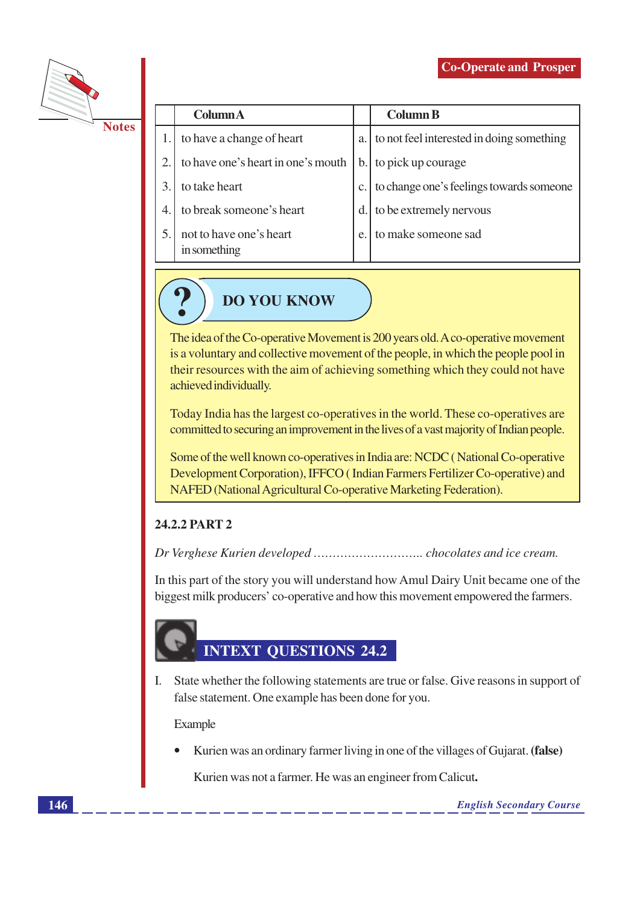| | Column A | | Column B |
|---|---|---|---|
| 1. | to have a change of heart | a. | to not feel interested in doing something |
| 2. | to have one's heart in one's mouth | b. | to pick up courage |
| 3. | to take heart | c. | to change one's feelings towards someone |
| 4. | to break someone's heart | d. | to be extremely nervous |
| 5. | not to have one's heart in something | e. | to make someone sad |

## DO YOU KNOW

The idea of the Co-operative Movement is 200 years old. A co-operative movement is a voluntary and collective movement of the people, in which the people pool in their resources with the aim of achieving something which they could not have achieved individually.

Today India has the largest co-operatives in the world. These co-operatives are committed to securing an improvement in the lives of a vast majority of Indian people.

Some of the well known co-operatives in India are: NCDC ( National Co-operative Development Corporation), IFFCO ( Indian Farmers Fertilizer Co-operative) and NAFED (National Agricultural Co-operative Marketing Federation).

### 24.2.2 PART 2

*Dr Verghese Kurien developed ............................ chocolates and ice cream.*

In this part of the story you will understand how Amul Dairy Unit became one of the biggest milk producers' co-operative and how this movement empowered the farmers.

## INTEXT QUESTIONS 24.2

I. State whether the following statements are true or false. Give reasons in support of false statement. One example has been done for you.

Example

- Kurien was an ordinary farmer living in one of the villages of Gujarat. **(false)**

  Kurien was not a farmer. He was an engineer from Calicut**.**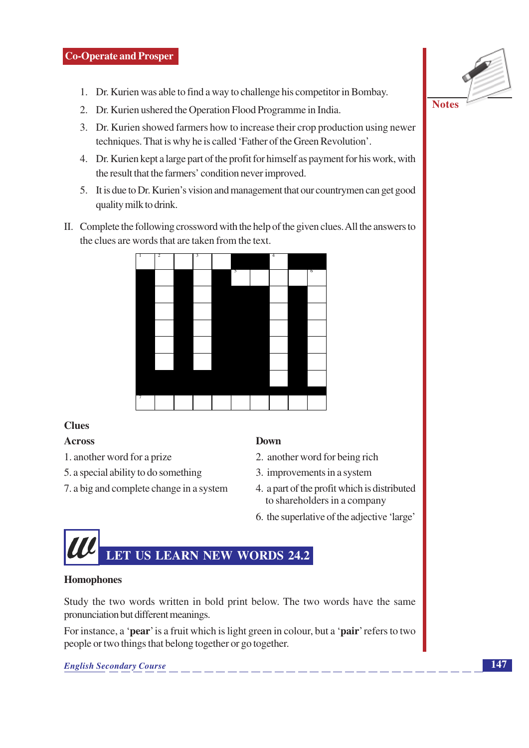1. Dr. Kurien was able to find a way to challenge his competitor in Bombay.
2. Dr. Kurien ushered the Operation Flood Programme in India.
3. Dr. Kurien showed farmers how to increase their crop production using newer techniques. That is why he is called 'Father of the Green Revolution'.
4. Dr. Kurien kept a large part of the profit for himself as payment for his work, with the result that the farmers' condition never improved.
5. It is due to Dr. Kurien's vision and management that our countrymen can get good quality milk to drink.

II. Complete the following crossword with the help of the given clues. All the answers to the clues are words that are taken from the text.

**Clues**

**Across**

1. another word for a prize
5. a special ability to do something
7. a big and complete change in a system

**Down**

2. another word for being rich
3. improvements in a system
4. a part of the profit which is distributed to shareholders in a company
6. the superlative of the adjective 'large'

## LET US LEARN NEW WORDS 24.2

### Homophones

Study the two words written in bold print below. The two words have the same pronunciation but different meanings.

For instance, a '**pear**' is a fruit which is light green in colour, but a '**pair**' refers to two people or two things that belong together or go together.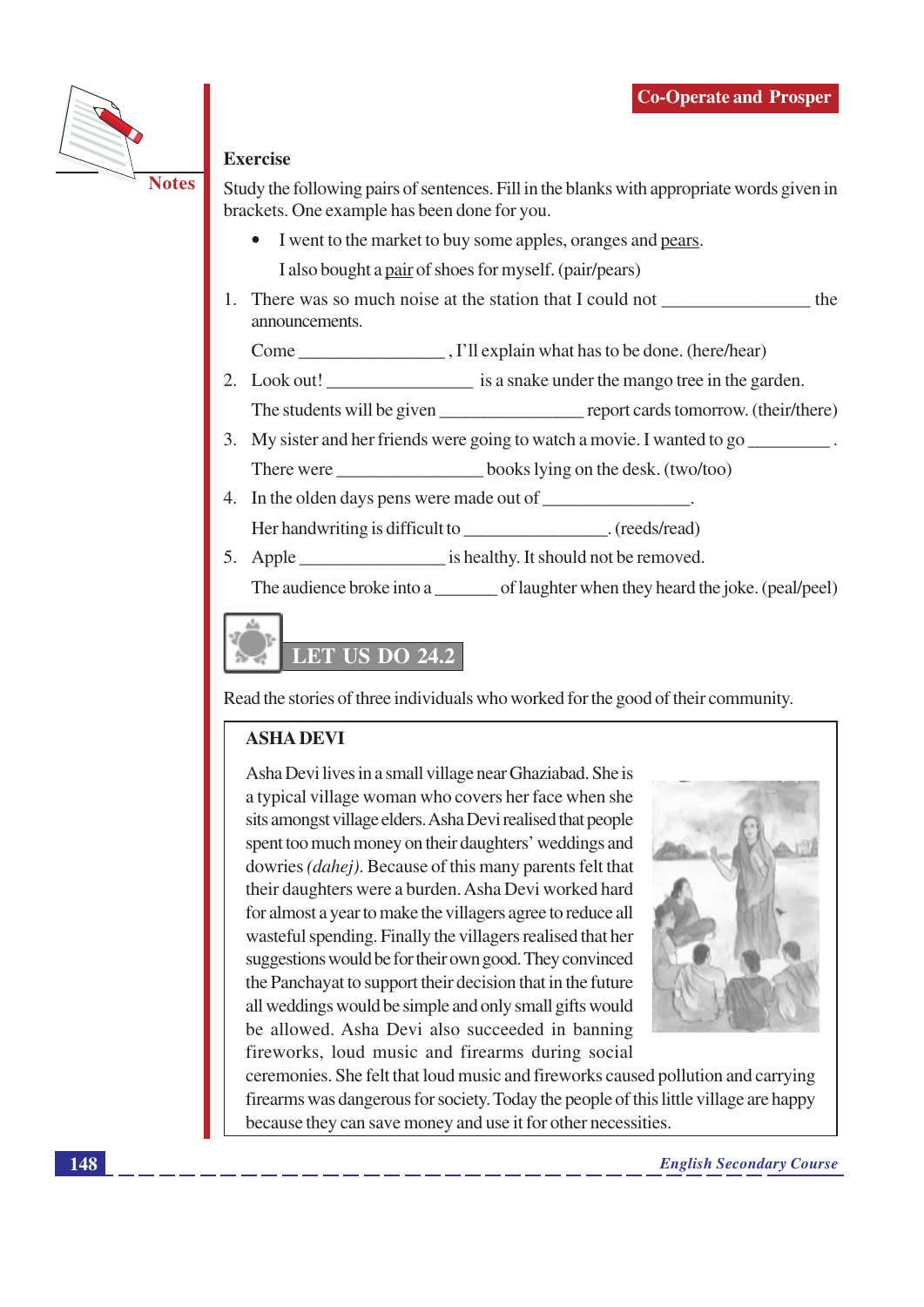### Exercise

Study the following pairs of sentences. Fill in the blanks with appropriate words given in brackets. One example has been done for you.

- I went to the market to buy some apples, oranges and pears.

  I also bought a pair of shoes for myself. (pair/pears)

1. There was so much noise at the station that I could not _______________ the announcements.

   Come _______________ , I'll explain what has to be done. (here/hear)

2. Look out! _______________ is a snake under the mango tree in the garden.

   The students will be given _______________ report cards tomorrow. (their/there)

3. My sister and her friends were going to watch a movie. I wanted to go _________ .

   There were _______________ books lying on the desk. (two/too)

4. In the olden days pens were made out of _______________.

   Her handwriting is difficult to _______________. (reeds/read)

5. Apple _______________ is healthy. It should not be removed.

   The audience broke into a _______ of laughter when they heard the joke. (peal/peel)

## LET US DO 24.2

Read the stories of three individuals who worked for the good of their community.

**ASHA DEVI**

Asha Devi lives in a small village near Ghaziabad. She is a typical village woman who covers her face when she sits amongst village elders. Asha Devi realised that people spent too much money on their daughters' weddings and dowries *(dahej)*. Because of this many parents felt that their daughters were a burden. Asha Devi worked hard for almost a year to make the villagers agree to reduce all wasteful spending. Finally the villagers realised that her suggestions would be for their own good. They convinced the Panchayat to support their decision that in the future all weddings would be simple and only small gifts would be allowed. Asha Devi also succeeded in banning fireworks, loud music and firearms during social ceremonies. She felt that loud music and fireworks caused pollution and carrying firearms was dangerous for society. Today the people of this little village are happy because they can save money and use it for other necessities.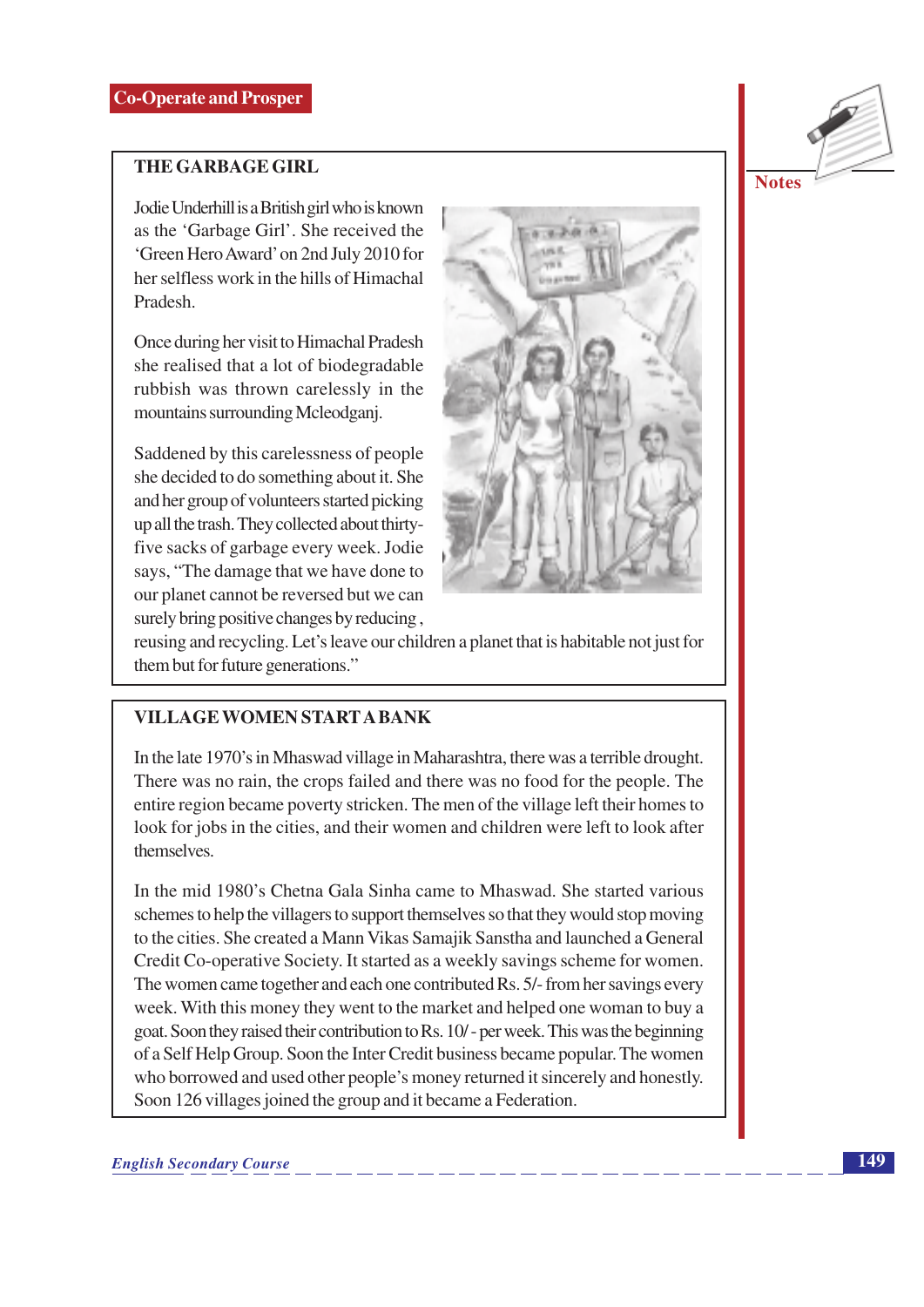## THE GARBAGE GIRL

Jodie Underhill is a British girl who is known as the 'Garbage Girl'. She received the 'Green Hero Award' on 2nd July 2010 for her selfless work in the hills of Himachal Pradesh.

Once during her visit to Himachal Pradesh she realised that a lot of biodegradable rubbish was thrown carelessly in the mountains surrounding Mcleodganj.

Saddened by this carelessness of people she decided to do something about it. She and her group of volunteers started picking up all the trash. They collected about thirty-five sacks of garbage every week. Jodie says, "The damage that we have done to our planet cannot be reversed but we can surely bring positive changes by reducing , reusing and recycling. Let's leave our children a planet that is habitable not just for them but for future generations."

## VILLAGE WOMEN START A BANK

In the late 1970's in Mhaswad village in Maharashtra, there was a terrible drought. There was no rain, the crops failed and there was no food for the people. The entire region became poverty stricken. The men of the village left their homes to look for jobs in the cities, and their women and children were left to look after themselves.

In the mid 1980's Chetna Gala Sinha came to Mhaswad. She started various schemes to help the villagers to support themselves so that they would stop moving to the cities. She created a Mann Vikas Samajik Sanstha and launched a General Credit Co-operative Society. It started as a weekly savings scheme for women. The women came together and each one contributed Rs. 5/- from her savings every week. With this money they went to the market and helped one woman to buy a goat. Soon they raised their contribution to Rs. 10/ - per week. This was the beginning of a Self Help Group. Soon the Inter Credit business became popular. The women who borrowed and used other people's money returned it sincerely and honestly. Soon 126 villages joined the group and it became a Federation.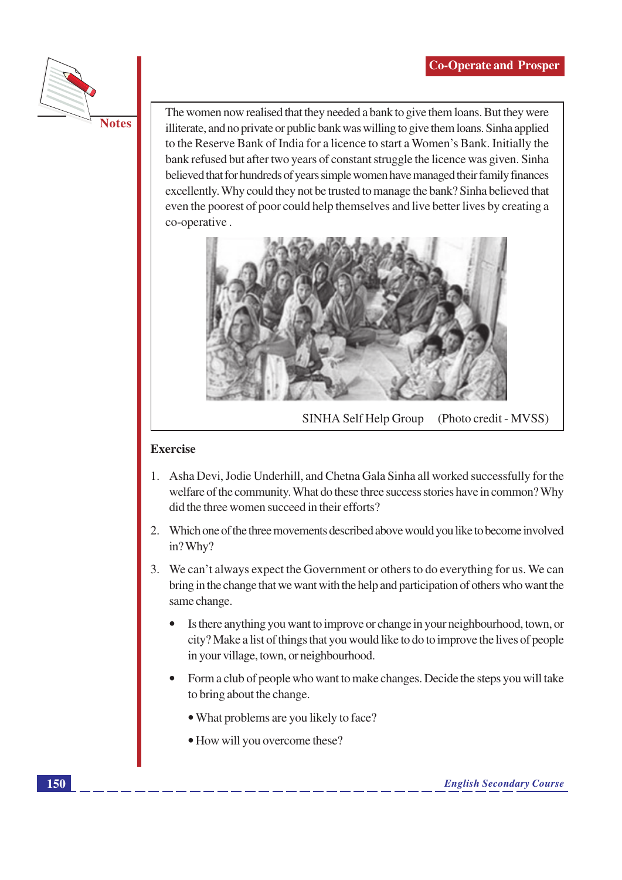The women now realised that they needed a bank to give them loans. But they were illiterate, and no private or public bank was willing to give them loans. Sinha applied to the Reserve Bank of India for a licence to start a Women's Bank. Initially the bank refused but after two years of constant struggle the licence was given. Sinha believed that for hundreds of years simple women have managed their family finances excellently. Why could they not be trusted to manage the bank? Sinha believed that even the poorest of poor could help themselves and live better lives by creating a co-operative .

SINHA Self Help Group (Photo credit - MVSS)

**Exercise**

1. Asha Devi, Jodie Underhill, and Chetna Gala Sinha all worked successfully for the welfare of the community. What do these three success stories have in common? Why did the three women succeed in their efforts?

2. Which one of the three movements described above would you like to become involved in? Why?

3. We can't always expect the Government or others to do everything for us. We can bring in the change that we want with the help and participation of others who want the same change.

   - Is there anything you want to improve or change in your neighbourhood, town, or city? Make a list of things that you would like to do to improve the lives of people in your village, town, or neighbourhood.

   - Form a club of people who want to make changes. Decide the steps you will take to bring about the change.

     - What problems are you likely to face?

     - How will you overcome these?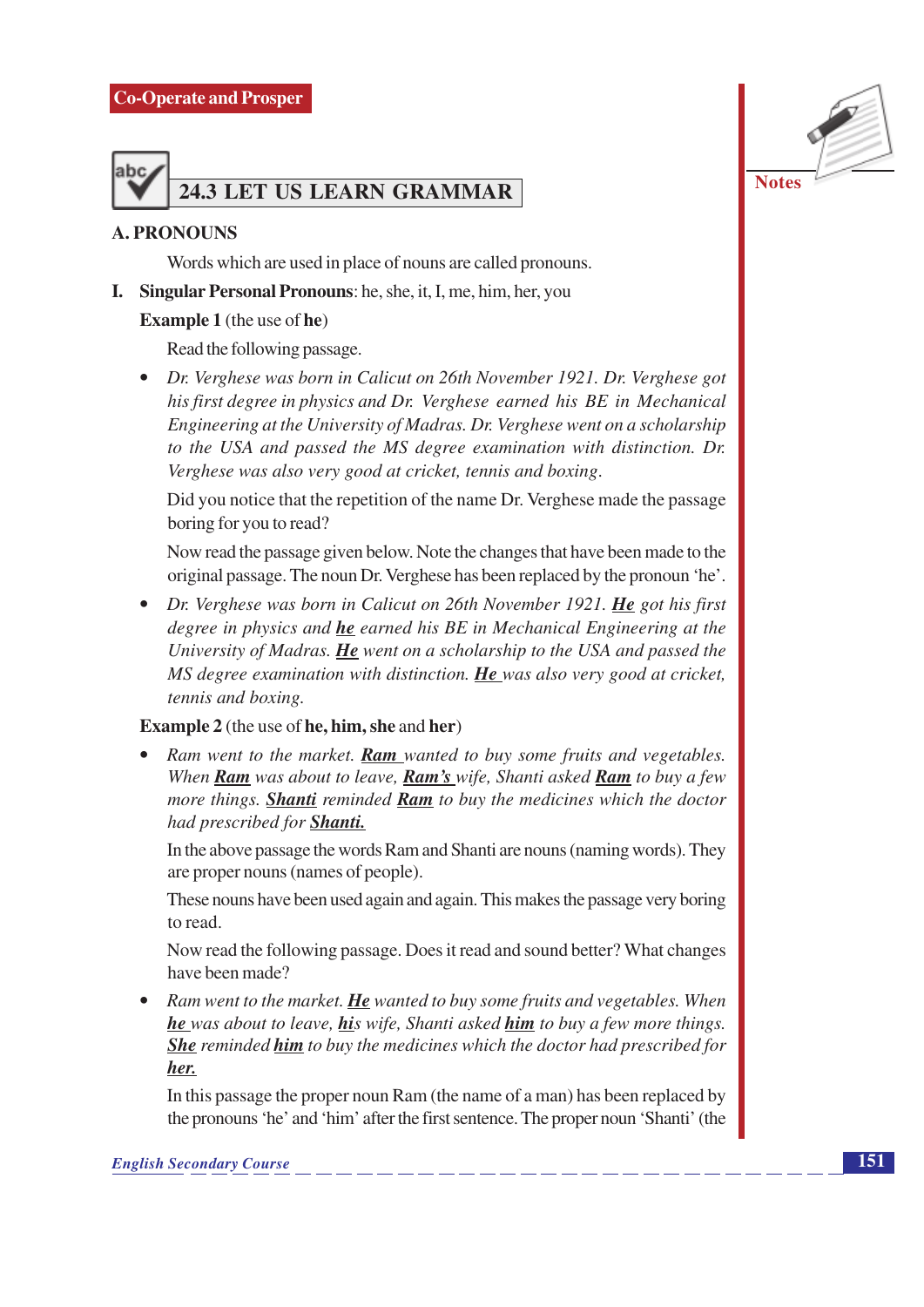## 24.3 LET US LEARN GRAMMAR

### A. PRONOUNS

Words which are used in place of nouns are called pronouns.

**I. Singular Personal Pronouns**: he, she, it, I, me, him, her, you

**Example 1** (the use of **he**)

Read the following passage.

- *Dr. Verghese was born in Calicut on 26th November 1921. Dr. Verghese got his first degree in physics and Dr. Verghese earned his BE in Mechanical Engineering at the University of Madras. Dr. Verghese went on a scholarship to the USA and passed the MS degree examination with distinction. Dr. Verghese was also very good at cricket, tennis and boxing.*

Did you notice that the repetition of the name Dr. Verghese made the passage boring for you to read?

Now read the passage given below. Note the changes that have been made to the original passage. The noun Dr. Verghese has been replaced by the pronoun 'he'.

- *Dr. Verghese was born in Calicut on 26th November 1921. **He** got his first degree in physics and **he** earned his BE in Mechanical Engineering at the University of Madras. **He** went on a scholarship to the USA and passed the MS degree examination with distinction. **He** was also very good at cricket, tennis and boxing.*

**Example 2** (the use of **he, him, she** and **her**)

- *Ram went to the market. **Ram** wanted to buy some fruits and vegetables. When **Ram** was about to leave, **Ram's** wife, Shanti asked **Ram** to buy a few more things. **Shanti** reminded **Ram** to buy the medicines which the doctor had prescribed for **Shanti.***

In the above passage the words Ram and Shanti are nouns (naming words). They are proper nouns (names of people).

These nouns have been used again and again. This makes the passage very boring to read.

Now read the following passage. Does it read and sound better? What changes have been made?

- *Ram went to the market. **He** wanted to buy some fruits and vegetables. When **he** was about to leave, **his** wife, Shanti asked **him** to buy a few more things. **She** reminded **him** to buy the medicines which the doctor had prescribed for **her.***

In this passage the proper noun Ram (the name of a man) has been replaced by the pronouns 'he' and 'him' after the first sentence. The proper noun 'Shanti' (the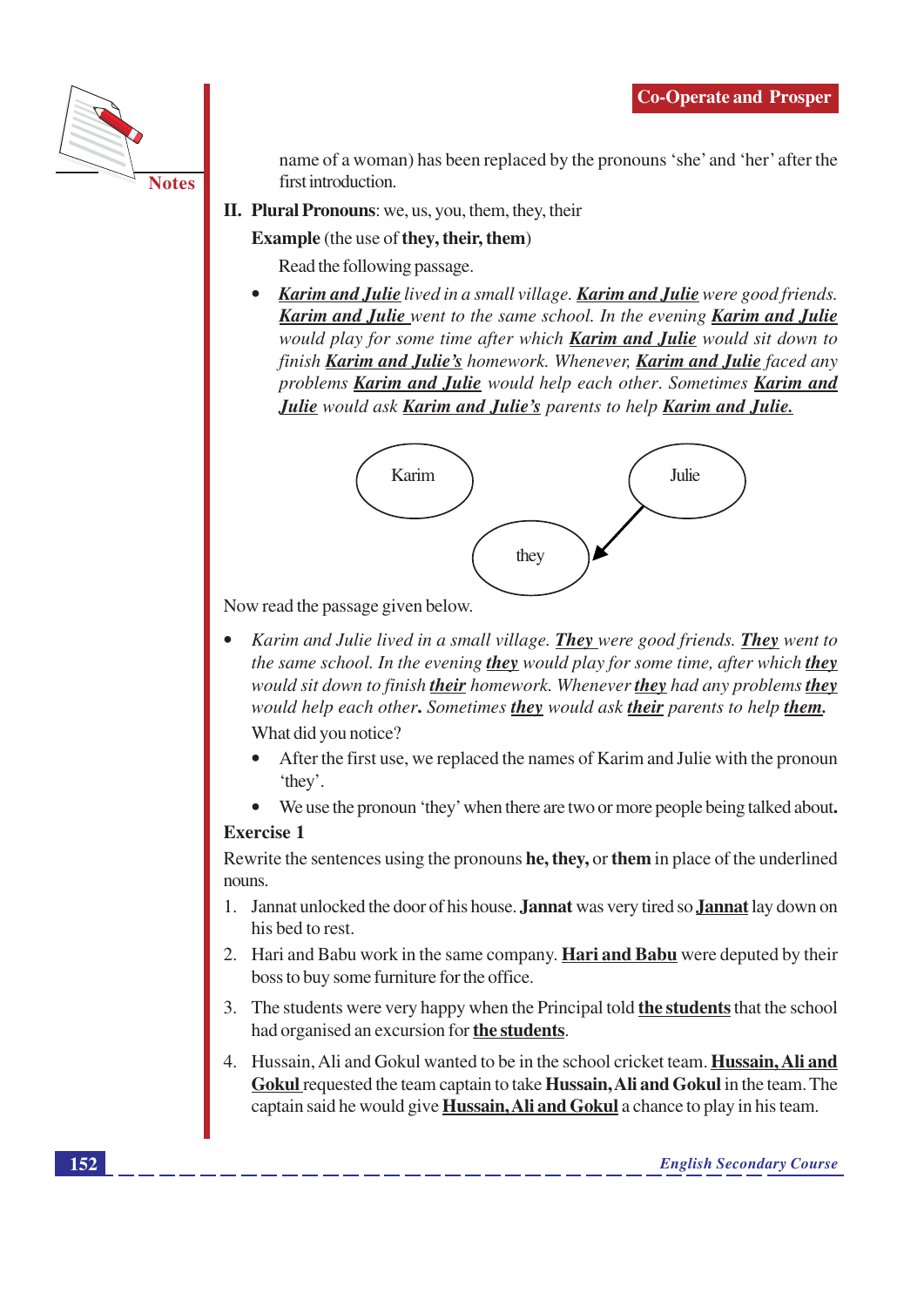name of a woman) has been replaced by the pronouns 'she' and 'her' after the first introduction.

**II. Plural Pronouns**: we, us, you, them, they, their

**Example** (the use of **they, their, them**)

Read the following passage.

- *__Karim and Julie__ lived in a small village. __Karim and Julie__ were good friends. __Karim and Julie__ went to the same school. In the evening __Karim and Julie__ would play for some time after which __Karim and Julie__ would sit down to finish __Karim and Julie's__ homework. Whenever, __Karim and Julie__ faced any problems __Karim and Julie__ would help each other. Sometimes __Karim and Julie__ would ask __Karim and Julie's__ parents to help __Karim and Julie.__*

Karim → they ← Julie

Now read the passage given below.

- *Karim and Julie lived in a small village. __They__ were good friends. __They__ went to the same school. In the evening __they__ would play for some time, after which __they__ would sit down to finish __their__ homework. Whenever __they__ had any problems __they__ would help each other. Sometimes __they__ would ask __their__ parents to help __them.__*

  What did you notice?

  - After the first use, we replaced the names of Karim and Julie with the pronoun 'they'.
  - We use the pronoun 'they' when there are two or more people being talked about.

**Exercise 1**

Rewrite the sentences using the pronouns **he, they,** or **them** in place of the underlined nouns.

1. Jannat unlocked the door of his house. **Jannat** was very tired so **__Jannat__** lay down on his bed to rest.
2. Hari and Babu work in the same company. **__Hari and Babu__** were deputed by their boss to buy some furniture for the office.
3. The students were very happy when the Principal told **__the students__** that the school had organised an excursion for **__the students__**.
4. Hussain, Ali and Gokul wanted to be in the school cricket team. **__Hussain, Ali and Gokul__** requested the team captain to take **Hussain, Ali and Gokul** in the team. The captain said he would give **__Hussain, Ali and Gokul__** a chance to play in his team.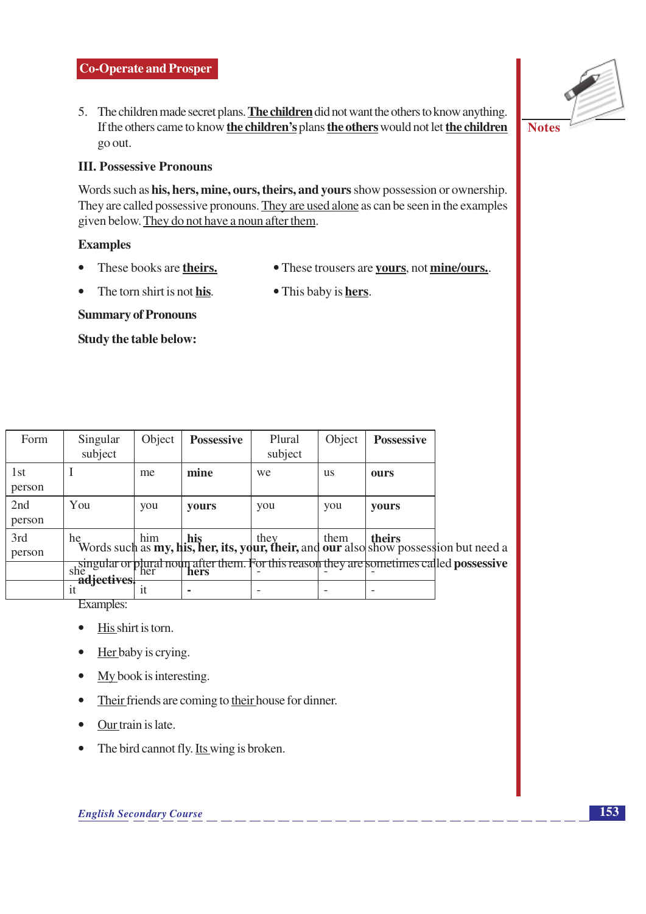5. The children made secret plans. <u>**The children**</u> did not want the others to know anything. If the others came to know <u>**the children's**</u> plans <u>**the others**</u> would not let <u>**the children**</u> go out.

### III. Possessive Pronouns

Words such as **his, hers, mine, ours, theirs, and yours** show possession or ownership. They are called possessive pronouns. <u>They are used alone</u> as can be seen in the examples given below. <u>They do not have a noun after them</u>.

**Examples**

- These books are <u>**theirs.**</u>
- These trousers are <u>**yours**</u>, not <u>**mine/ours.**</u>.
- The torn shirt is not <u>**his**</u>.
- This baby is <u>**hers**</u>.

**Summary of Pronouns**

**Study the table below:**

| Form | Singular subject | Object | **Possessive** | Plural subject | Object | **Possessive** |
|---|---|---|---|---|---|---|
| 1st person | I | me | **mine** | we | us | **ours** |
| 2nd person | You | you | **yours** | you | you | **yours** |
| 3rd person | he | him | **his** | they | them | **theirs** |
| | she | her | **hers** | - | - | - |
| | it | it | **-** | - | - | - |

Words such as **my, his, her, its, your, their,** and **our** also show possession but need a singular or plural noun after them. For this reason they are sometimes called **possessive adjectives.**

Examples:

- <u>His</u> shirt is torn.
- <u>Her</u> baby is crying.
- <u>My</u> book is interesting.
- <u>Their</u> friends are coming to <u>their</u> house for dinner.
- <u>Our</u> train is late.
- The bird cannot fly. <u>Its</u> wing is broken.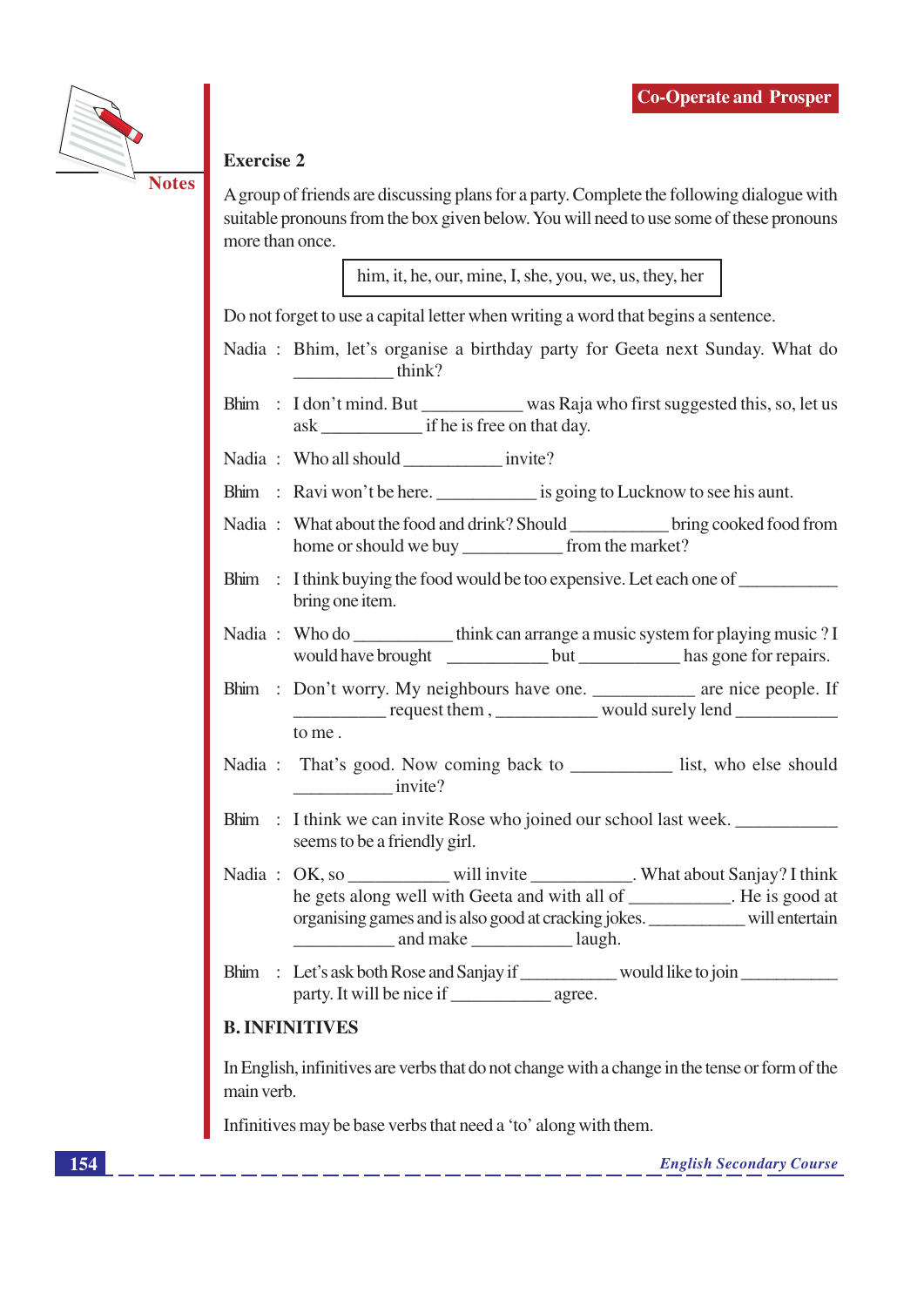### Exercise 2

A group of friends are discussing plans for a party. Complete the following dialogue with suitable pronouns from the box given below. You will need to use some of these pronouns more than once.

| him, it, he, our, mine, I, she, you, we, us, they, her |
|---|

Do not forget to use a capital letter when writing a word that begins a sentence.

Nadia : Bhim, let's organise a birthday party for Geeta next Sunday. What do ___________ think?

Bhim : I don't mind. But ___________ was Raja who first suggested this, so, let us ask ___________ if he is free on that day.

Nadia : Who all should ___________ invite?

Bhim : Ravi won't be here. ___________ is going to Lucknow to see his aunt.

Nadia : What about the food and drink? Should ___________ bring cooked food from home or should we buy ___________ from the market?

Bhim : I think buying the food would be too expensive. Let each one of ___________ bring one item.

Nadia : Who do ___________ think can arrange a music system for playing music ? I would have brought ___________ but ___________ has gone for repairs.

Bhim : Don't worry. My neighbours have one. ___________ are nice people. If __________ request them , ___________ would surely lend ___________ to me .

Nadia : That's good. Now coming back to ___________ list, who else should ___________ invite?

Bhim : I think we can invite Rose who joined our school last week. ___________ seems to be a friendly girl.

Nadia : OK, so ___________ will invite ___________. What about Sanjay? I think he gets along well with Geeta and with all of ___________. He is good at organising games and is also good at cracking jokes. ___________ will entertain ___________ and make ___________ laugh.

Bhim : Let's ask both Rose and Sanjay if ___________ would like to join ___________ party. It will be nice if ___________ agree.

## B. INFINITIVES

In English, infinitives are verbs that do not change with a change in the tense or form of the main verb.

Infinitives may be base verbs that need a 'to' along with them.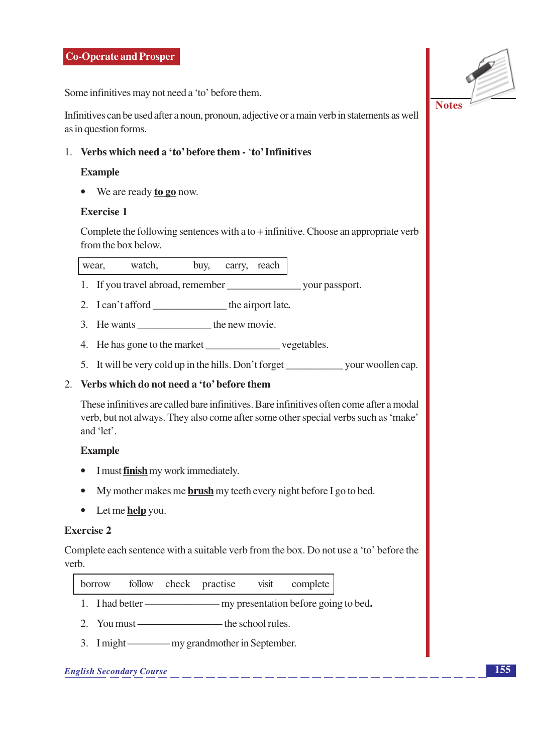Some infinitives may not need a 'to' before them.

Infinitives can be used after a noun, pronoun, adjective or a main verb in statements as well as in question forms.

1. **Verbs which need a 'to' before them - 'to' Infinitives**

   **Example**

   - We are ready **to go** now.

   **Exercise 1**

   Complete the following sentences with a to + infinitive. Choose an appropriate verb from the box below.

   | wear, | watch, | buy, | carry, | reach |
   |---|---|---|---|---|

   1. If you travel abroad, remember ______________ your passport.
   2. I can't afford ______________ the airport late.
   3. He wants ______________ the new movie.
   4. He has gone to the market ______________ vegetables.
   5. It will be very cold up in the hills. Don't forget ___________ your woollen cap.

2. **Verbs which do not need a 'to' before them**

   These infinitives are called bare infinitives. Bare infinitives often come after a modal verb, but not always. They also come after some other special verbs such as 'make' and 'let'.

   **Example**

   - I must **finish** my work immediately.
   - My mother makes me **brush** my teeth every night before I go to bed.
   - Let me **help** you.

**Exercise 2**

Complete each sentence with a suitable verb from the box. Do not use a 'to' before the verb.

| borrow | follow | check | practise | visit | complete |
|---|---|---|---|---|---|

1. I had better ______________ my presentation before going to bed.
2. You must ________________ the school rules.
3. I might ________ my grandmother in September.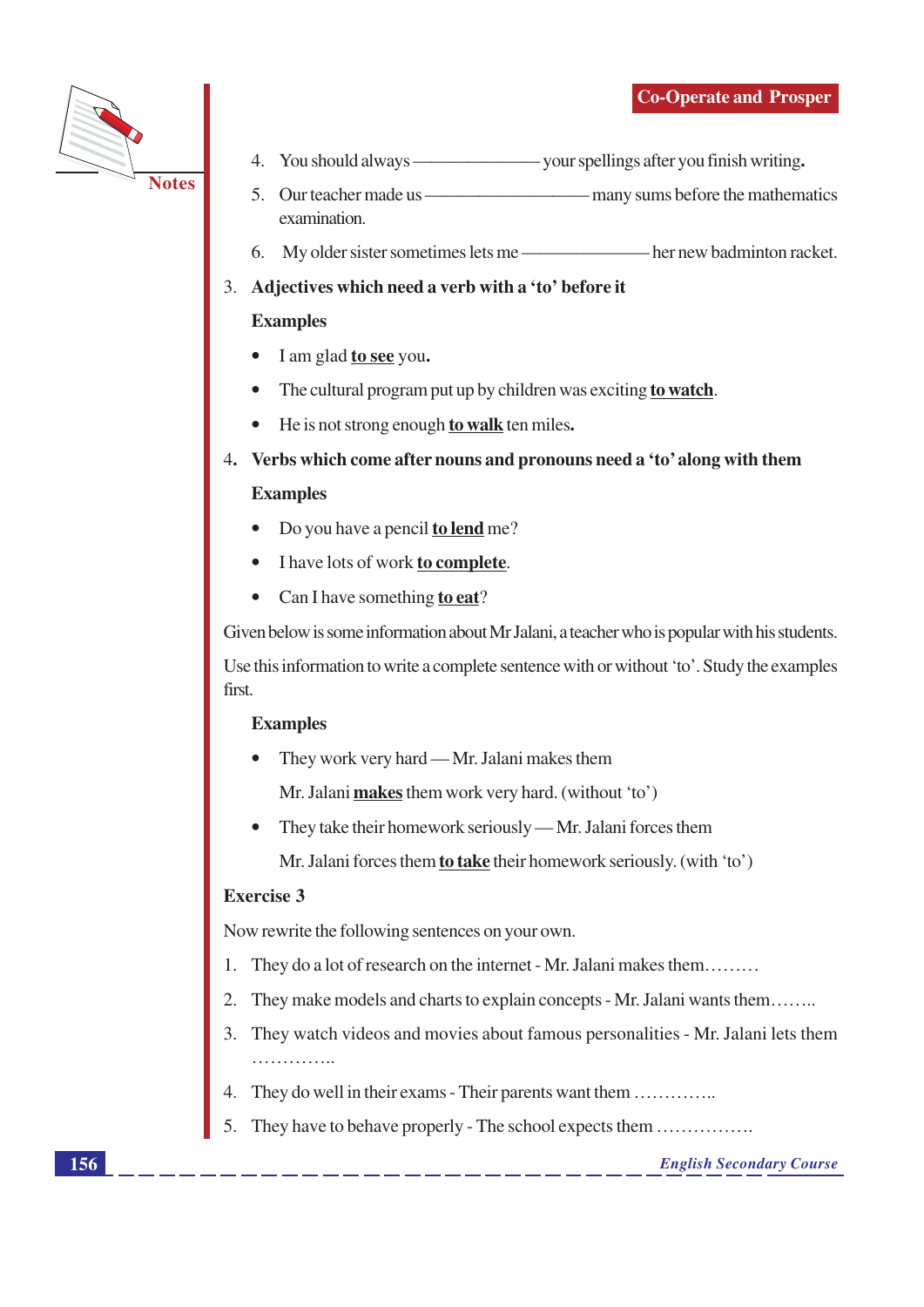4. You should always —————— your spellings after you finish writing.
5. Our teacher made us ———————— many sums before the mathematics examination.
6. My older sister sometimes lets me —————— her new badminton racket.

3. **Adjectives which need a verb with a 'to' before it**

   **Examples**

   - I am glad **to see** you.
   - The cultural program put up by children was exciting **to watch**.
   - He is not strong enough **to walk** ten miles.

4. **Verbs which come after nouns and pronouns need a 'to' along with them**

   **Examples**

   - Do you have a pencil **to lend** me?
   - I have lots of work **to complete**.
   - Can I have something **to eat**?

Given below is some information about Mr Jalani, a teacher who is popular with his students.

Use this information to write a complete sentence with or without 'to'. Study the examples first.

**Examples**

- They work very hard — Mr. Jalani makes them

  Mr. Jalani **makes** them work very hard. (without 'to')

- They take their homework seriously — Mr. Jalani forces them

  Mr. Jalani forces them **to take** their homework seriously. (with 'to')

**Exercise 3**

Now rewrite the following sentences on your own.

1. They do a lot of research on the internet - Mr. Jalani makes them.........
2. They make models and charts to explain concepts - Mr. Jalani wants them........
3. They watch videos and movies about famous personalities - Mr. Jalani lets them ..............
4. They do well in their exams - Their parents want them ..............
5. They have to behave properly - The school expects them ................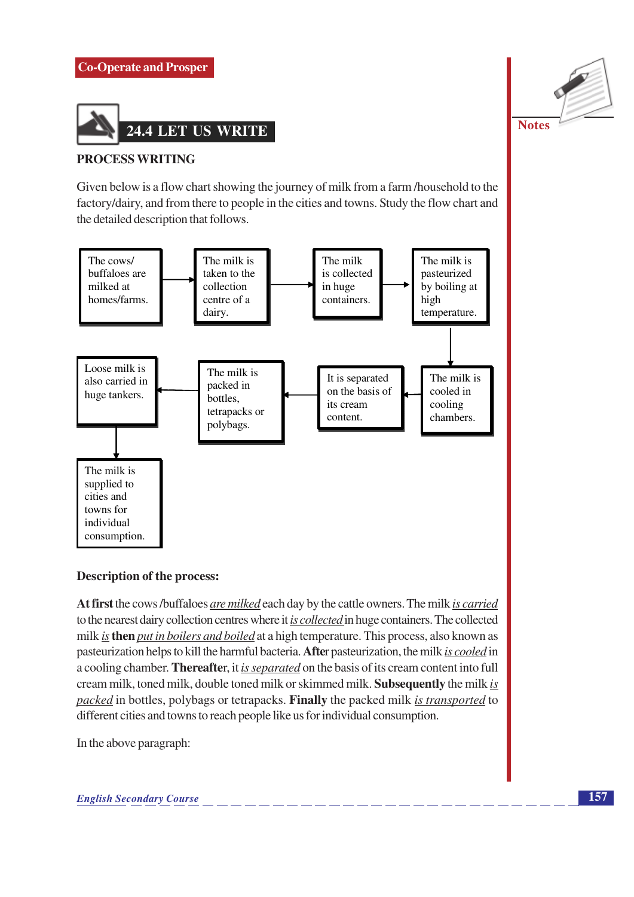## 24.4 LET US WRITE

### PROCESS WRITING

Given below is a flow chart showing the journey of milk from a farm /household to the factory/dairy, and from there to people in the cities and towns. Study the flow chart and the detailed description that follows.

The cows/ buffaloes are milked at homes/farms. → The milk is taken to the collection centre of a dairy. → The milk is collected in huge containers. → The milk is pasteurized by boiling at high temperature. → The milk is cooled in cooling chambers. → It is separated on the basis of its cream content. → The milk is packed in bottles, tetrapacks or polybags. → Loose milk is also carried in huge tankers. → The milk is supplied to cities and towns for individual consumption.

**Description of the process:**

**At first** the cows /buffaloes *__are milked__* each day by the cattle owners. The milk *__is carried__* to the nearest dairy collection centres where it *__is collected__* in huge containers. The collected milk *__is__* **then** *__put in boilers and boiled__* at a high temperature. This process, also known as pasteurization helps to kill the harmful bacteria. **After** pasteurization, the milk *__is cooled__* in a cooling chamber. **Thereafter**, it *__is separated__* on the basis of its cream content into full cream milk, toned milk, double toned milk or skimmed milk. **Subsequently** the milk *__is packed__* in bottles, polybags or tetrapacks. **Finally** the packed milk *__is transported__* to different cities and towns to reach people like us for individual consumption.

In the above paragraph: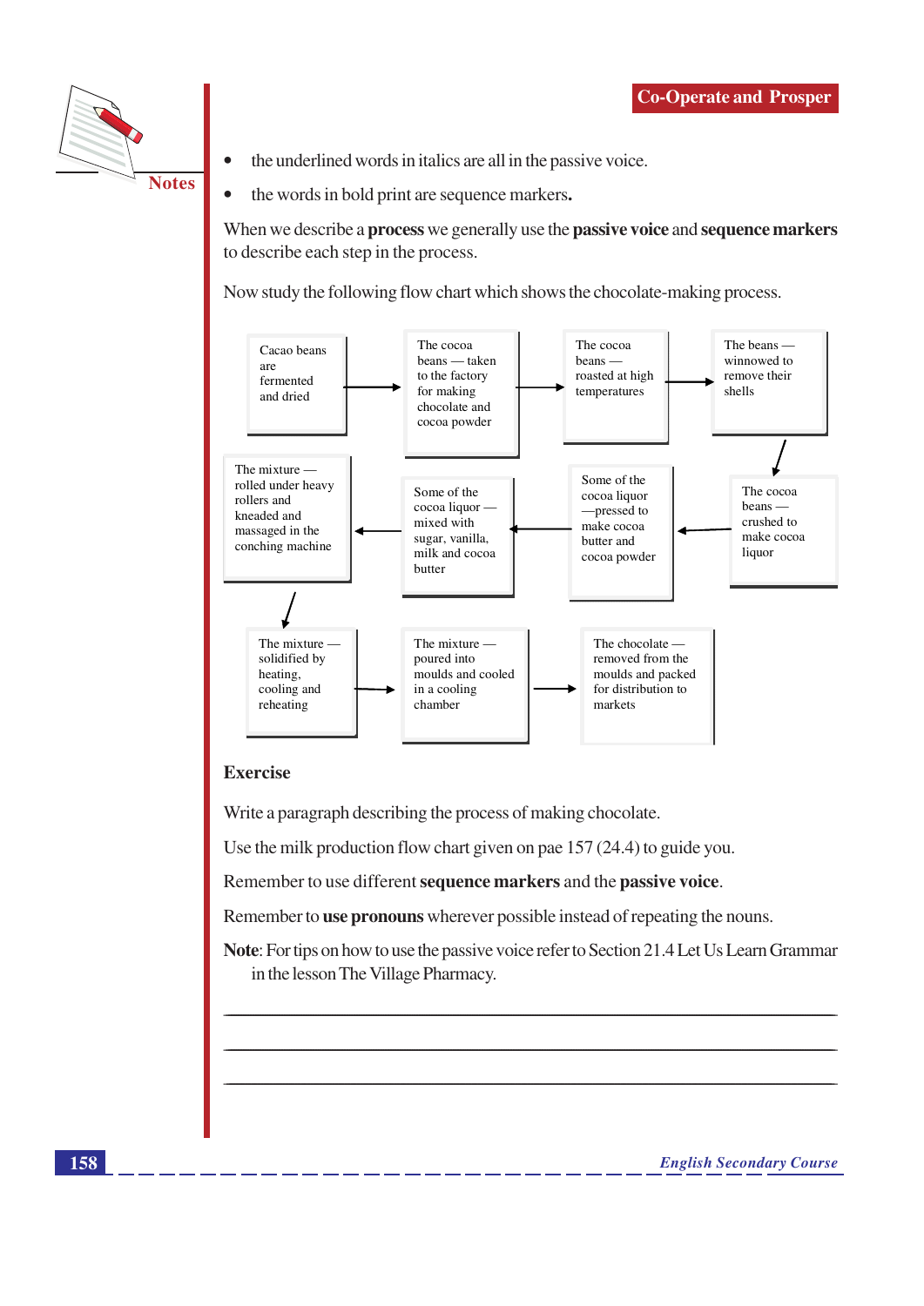- the underlined words in italics are all in the passive voice.
- the words in bold print are sequence markers**.**

When we describe a **process** we generally use the **passive voice** and **sequence markers** to describe each step in the process.

Now study the following flow chart which shows the chocolate-making process.

Cacao beans are fermented and dried → The cocoa beans — taken to the factory for making chocolate and cocoa powder → The cocoa beans — roasted at high temperatures → The beans — winnowed to remove their shells → The cocoa beans — crushed to make cocoa liquor → Some of the cocoa liquor —pressed to make cocoa butter and cocoa powder → Some of the cocoa liquor — mixed with sugar, vanilla, milk and cocoa butter → The mixture — rolled under heavy rollers and kneaded and massaged in the conching machine → The mixture — solidified by heating, cooling and reheating → The mixture — poured into moulds and cooled in a cooling chamber → The chocolate — removed from the moulds and packed for distribution to markets

### Exercise

Write a paragraph describing the process of making chocolate.

Use the milk production flow chart given on pae 157 (24.4) to guide you.

Remember to use different **sequence markers** and the **passive voice**.

Remember to **use pronouns** wherever possible instead of repeating the nouns.

**Note**: For tips on how to use the passive voice refer to Section 21.4 Let Us Learn Grammar in the lesson The Village Pharmacy.

______________________________________________________________________

______________________________________________________________________

______________________________________________________________________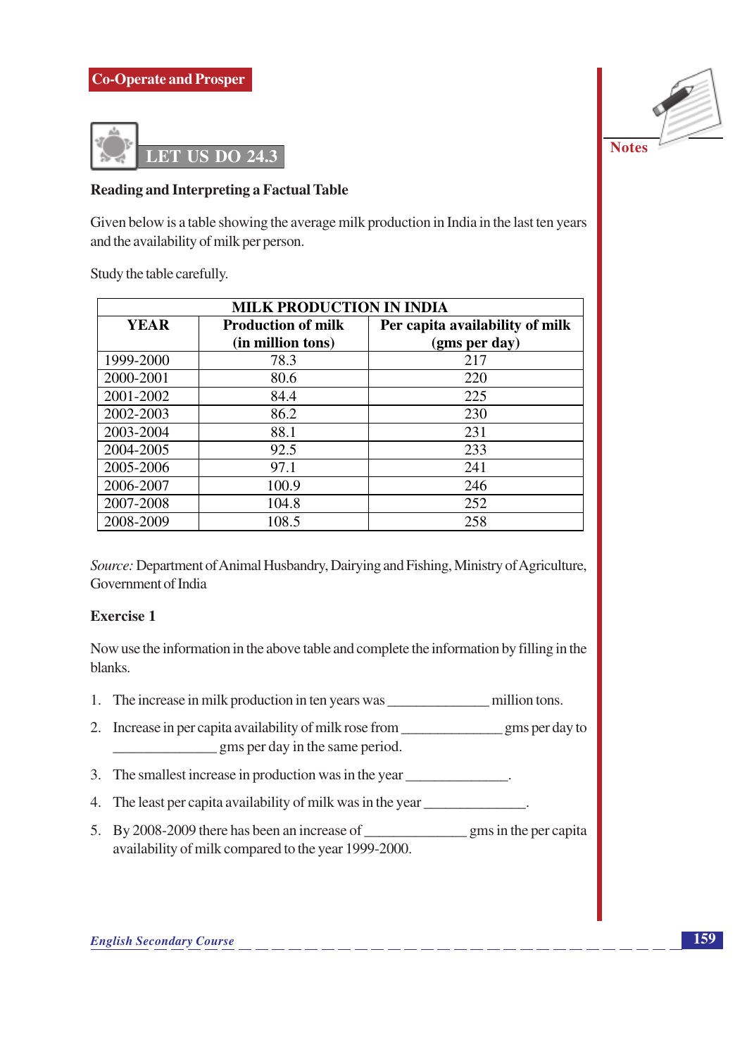## LET US DO 24.3

**Reading and Interpreting a Factual Table**

Given below is a table showing the average milk production in India in the last ten years and the availability of milk per person.

Study the table carefully.

| MILK PRODUCTION IN INDIA | | |
|---|---|---|
| **YEAR** | **Production of milk (in million tons)** | **Per capita availability of milk (gms per day)** |
| 1999-2000 | 78.3 | 217 |
| 2000-2001 | 80.6 | 220 |
| 2001-2002 | 84.4 | 225 |
| 2002-2003 | 86.2 | 230 |
| 2003-2004 | 88.1 | 231 |
| 2004-2005 | 92.5 | 233 |
| 2005-2006 | 97.1 | 241 |
| 2006-2007 | 100.9 | 246 |
| 2007-2008 | 104.8 | 252 |
| 2008-2009 | 108.5 | 258 |

*Source:* Department of Animal Husbandry, Dairying and Fishing, Ministry of Agriculture, Government of India

**Exercise 1**

Now use the information in the above table and complete the information by filling in the blanks.

1. The increase in milk production in ten years was ______________ million tons.
2. Increase in per capita availability of milk rose from ______________ gms per day to ______________ gms per day in the same period.
3. The smallest increase in production was in the year ______________.
4. The least per capita availability of milk was in the year ______________.
5. By 2008-2009 there has been an increase of ______________ gms in the per capita availability of milk compared to the year 1999-2000.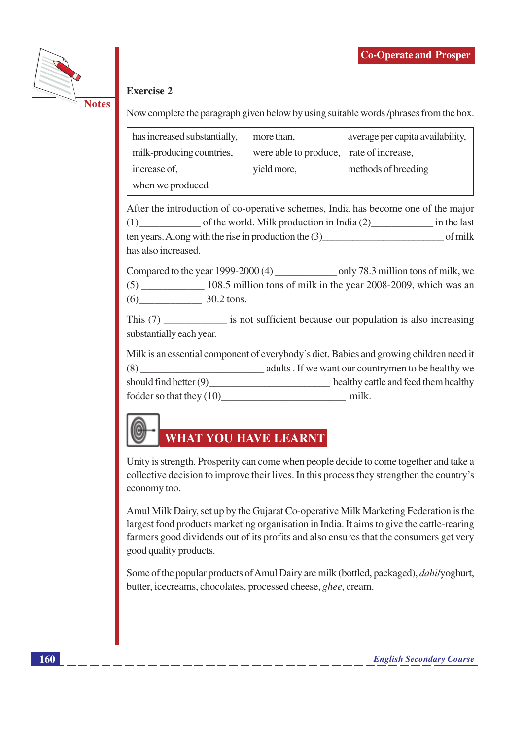### Exercise 2

Now complete the paragraph given below by using suitable words /phrases from the box.

| | | |
|---|---|---|
| has increased substantially, | more than, | average per capita availability, |
| milk-producing countries, | were able to produce, | rate of increase, |
| increase of, | yield more, | methods of breeding |
| when we produced | | |

After the introduction of co-operative schemes, India has become one of the major (1)____________ of the world. Milk production in India (2)____________ in the last ten years. Along with the rise in production the (3)________________________ of milk has also increased.

Compared to the year 1999-2000 (4) ____________ only 78.3 million tons of milk, we (5) ____________ 108.5 million tons of milk in the year 2008-2009, which was an (6)____________ 30.2 tons.

This (7) ____________ is not sufficient because our population is also increasing substantially each year.

Milk is an essential component of everybody's diet. Babies and growing children need it (8) ________________________ adults . If we want our countrymen to be healthy we should find better (9)________________________ healthy cattle and feed them healthy fodder so that they (10)________________________ milk.

## WHAT YOU HAVE LEARNT

Unity is strength. Prosperity can come when people decide to come together and take a collective decision to improve their lives. In this process they strengthen the country's economy too.

Amul Milk Dairy, set up by the Gujarat Co-operative Milk Marketing Federation is the largest food products marketing organisation in India. It aims to give the cattle-rearing farmers good dividends out of its profits and also ensures that the consumers get very good quality products.

Some of the popular products of Amul Dairy are milk (bottled, packaged), *dahi*/yoghurt, butter, icecreams, chocolates, processed cheese, *ghee*, cream.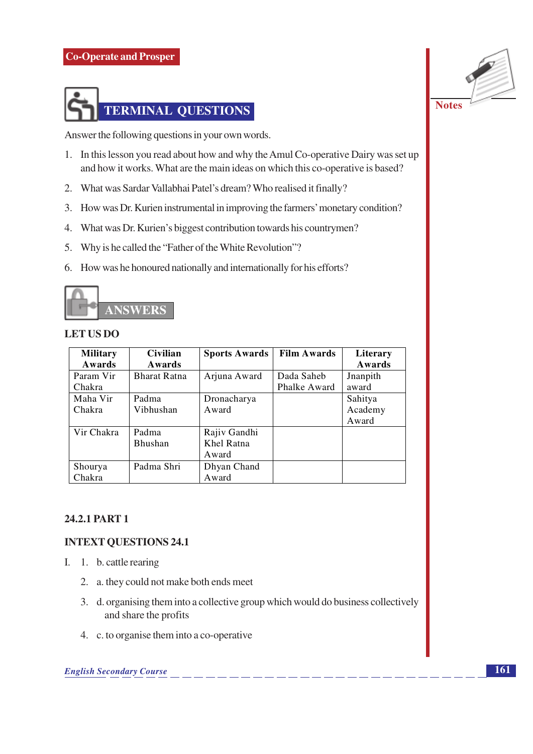## TERMINAL QUESTIONS

Answer the following questions in your own words.

1. In this lesson you read about how and why the Amul Co-operative Dairy was set up and how it works. What are the main ideas on which this co-operative is based?
2. What was Sardar Vallabhai Patel's dream? Who realised it finally?
3. How was Dr. Kurien instrumental in improving the farmers' monetary condition?
4. What was Dr. Kurien's biggest contribution towards his countrymen?
5. Why is he called the "Father of the White Revolution"?
6. How was he honoured nationally and internationally for his efforts?

## ANSWERS

**LET US DO**

| Military Awards | Civilian Awards | Sports Awards | Film Awards | Literary Awards |
|---|---|---|---|---|
| Param Vir Chakra | Bharat Ratna | Arjuna Award | Dada Saheb Phalke Award | Jnanpith award |
| Maha Vir Chakra | Padma Vibhushan | Dronacharya Award | | Sahitya Academy Award |
| Vir Chakra | Padma Bhushan | Rajiv Gandhi Khel Ratna Award | | |
| Shourya Chakra | Padma Shri | Dhyan Chand Award | | |

**24.2.1 PART 1**

**INTEXT QUESTIONS 24.1**

I.
1. b. cattle rearing
2. a. they could not make both ends meet
3. d. organising them into a collective group which would do business collectively and share the profits
4. c. to organise them into a co-operative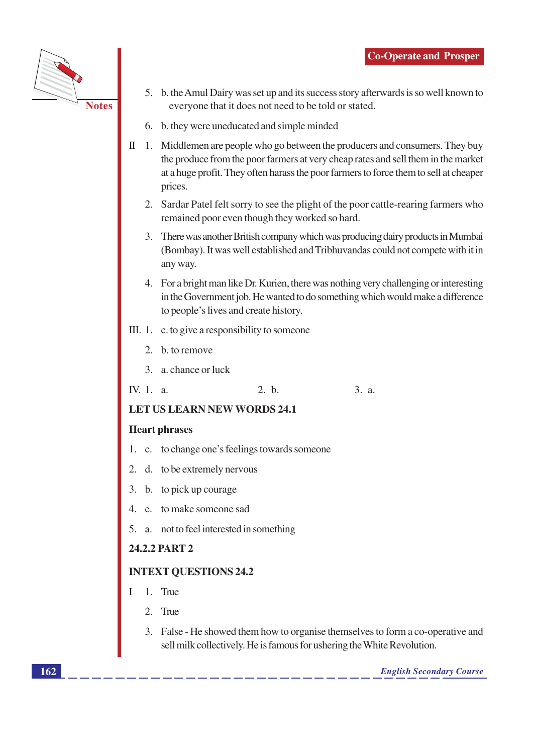5. b. the Amul Dairy was set up and its success story afterwards is so well known to everyone that it does not need to be told or stated.

6. b. they were uneducated and simple minded

II 1. Middlemen are people who go between the producers and consumers. They buy the produce from the poor farmers at very cheap rates and sell them in the market at a huge profit. They often harass the poor farmers to force them to sell at cheaper prices.

2. Sardar Patel felt sorry to see the plight of the poor cattle-rearing farmers who remained poor even though they worked so hard.

3. There was another British company which was producing dairy products in Mumbai (Bombay). It was well established and Tribhuvandas could not compete with it in any way.

4. For a bright man like Dr. Kurien, there was nothing very challenging or interesting in the Government job. He wanted to do something which would make a difference to people's lives and create history.

III. 1. c. to give a responsibility to someone

2. b. to remove

3. a. chance or luck

IV. 1. a. 2. b. 3. a.

**LET US LEARN NEW WORDS 24.1**

**Heart phrases**

1. c. to change one's feelings towards someone
2. d. to be extremely nervous
3. b. to pick up courage
4. e. to make someone sad
5. a. not to feel interested in something

**24.2.2 PART 2**

**INTEXT QUESTIONS 24.2**

I 1. True

2. True

3. False - He showed them how to organise themselves to form a co-operative and sell milk collectively. He is famous for ushering the White Revolution.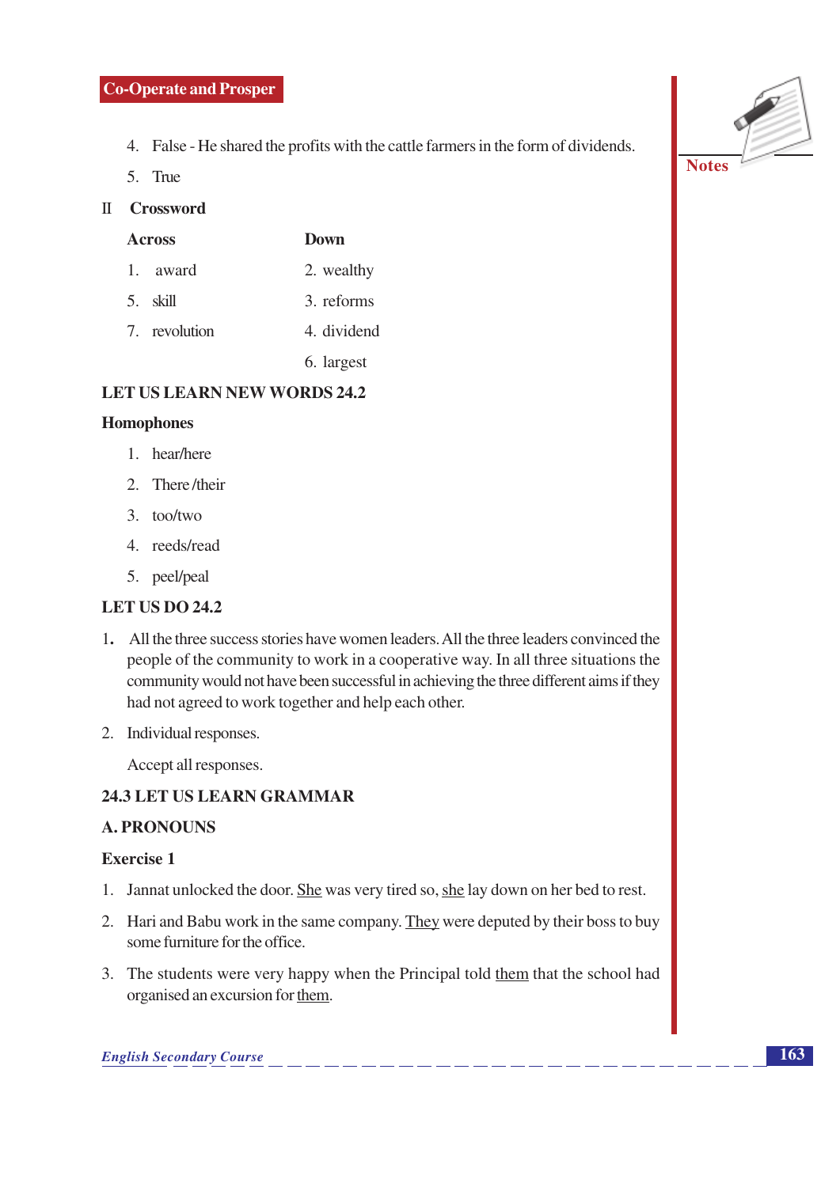4. False - He shared the profits with the cattle farmers in the form of dividends.
5. True

II **Crossword**

| Across | Down |
|---|---|
| 1. award | 2. wealthy |
| 5. skill | 3. reforms |
| 7. revolution | 4. dividend |
| | 6. largest |

**LET US LEARN NEW WORDS 24.2**

**Homophones**

1. hear/here
2. There /their
3. too/two
4. reeds/read
5. peel/peal

**LET US DO 24.2**

1. All the three success stories have women leaders. All the three leaders convinced the people of the community to work in a cooperative way. In all three situations the community would not have been successful in achieving the three different aims if they had not agreed to work together and help each other.

2. Individual responses.

   Accept all responses.

**24.3 LET US LEARN GRAMMAR**

**A. PRONOUNS**

**Exercise 1**

1. Jannat unlocked the door. She was very tired so, she lay down on her bed to rest.
2. Hari and Babu work in the same company. They were deputed by their boss to buy some furniture for the office.
3. The students were very happy when the Principal told them that the school had organised an excursion for them.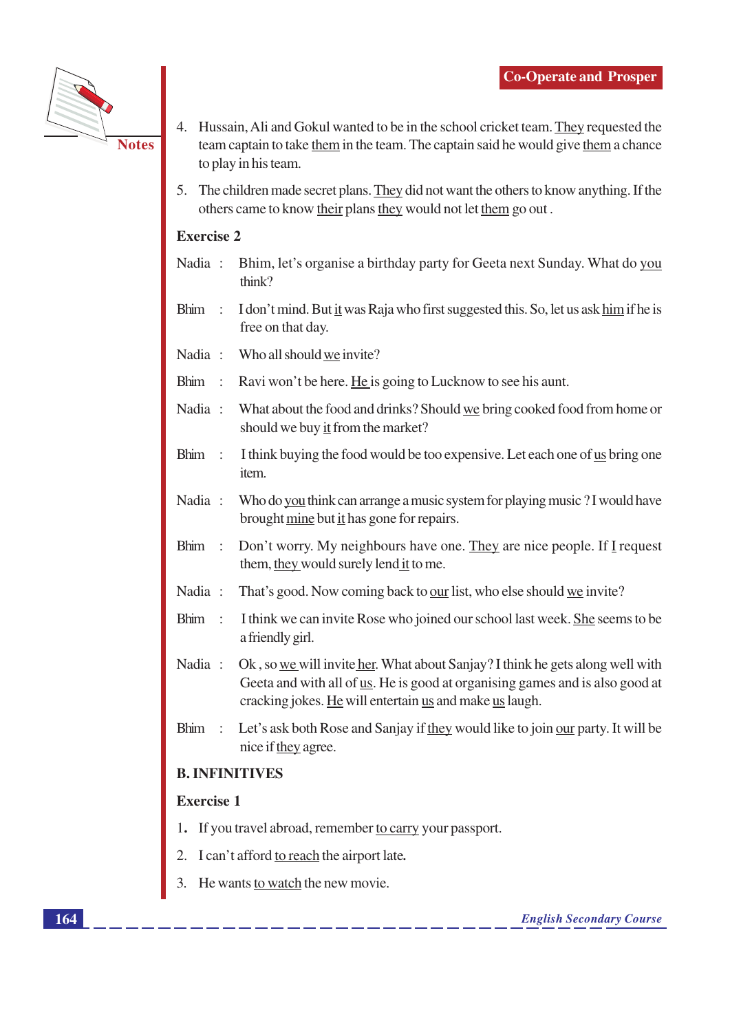4. Hussain, Ali and Gokul wanted to be in the school cricket team. <u>They</u> requested the team captain to take <u>them</u> in the team. The captain said he would give <u>them</u> a chance to play in his team.

5. The children made secret plans. <u>They</u> did not want the others to know anything. If the others came to know <u>their</u> plans <u>they</u> would not let <u>them</u> go out .

**Exercise 2**

Nadia : Bhim, let's organise a birthday party for Geeta next Sunday. What do <u>you</u> think?

Bhim : I don't mind. But <u>it</u> was Raja who first suggested this. So, let us ask <u>him</u> if he is free on that day.

Nadia : Who all should <u>we</u> invite?

Bhim : Ravi won't be here. <u>He</u> is going to Lucknow to see his aunt.

Nadia : What about the food and drinks? Should <u>we</u> bring cooked food from home or should we buy <u>it</u> from the market?

Bhim : I think buying the food would be too expensive. Let each one of <u>us</u> bring one item.

Nadia : Who do <u>you</u> think can arrange a music system for playing music ? I would have brought <u>mine</u> but <u>it</u> has gone for repairs.

Bhim : Don't worry. My neighbours have one. <u>They</u> are nice people. If <u>I</u> request them, <u>they</u> would surely lend <u>it</u> to me.

Nadia : That's good. Now coming back to <u>our</u> list, who else should <u>we</u> invite?

Bhim : I think we can invite Rose who joined our school last week. <u>She</u> seems to be a friendly girl.

Nadia : Ok , so <u>we</u> will invite <u>her</u>. What about Sanjay? I think he gets along well with Geeta and with all of <u>us</u>. He is good at organising games and is also good at cracking jokes. <u>He</u> will entertain <u>us</u> and make <u>us</u> laugh.

Bhim : Let's ask both Rose and Sanjay if <u>they</u> would like to join <u>our</u> party. It will be nice if <u>they</u> agree.

**B. INFINITIVES**

**Exercise 1**

1. If you travel abroad, remember <u>to carry</u> your passport.
2. I can't afford <u>to reach</u> the airport late.
3. He wants <u>to watch</u> the new movie.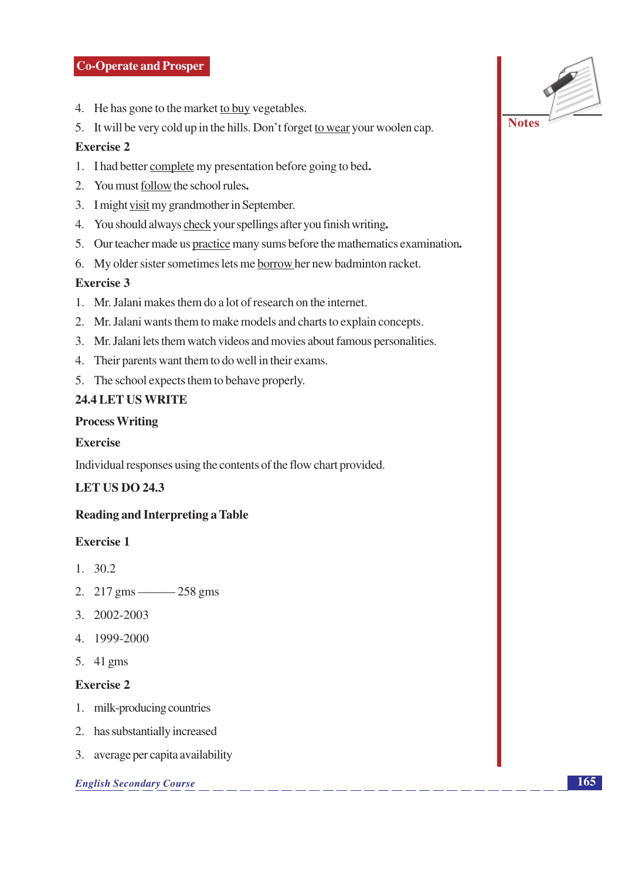4. He has gone to the market <u>to buy</u> vegetables.
5. It will be very cold up in the hills. Don't forget <u>to wear</u> your woolen cap.

**Exercise 2**

1. I had better <u>complete</u> my presentation before going to bed.
2. You must <u>follow</u> the school rules.
3. I might <u>visit</u> my grandmother in September.
4. You should always <u>check</u> your spellings after you finish writing.
5. Our teacher made us <u>practice</u> many sums before the mathematics examination.
6. My older sister sometimes lets me <u>borrow</u> her new badminton racket.

**Exercise 3**

1. Mr. Jalani makes them do a lot of research on the internet.
2. Mr. Jalani wants them to make models and charts to explain concepts.
3. Mr. Jalani lets them watch videos and movies about famous personalities.
4. Their parents want them to do well in their exams.
5. The school expects them to behave properly.

## 24.4 LET US WRITE

**Process Writing**

**Exercise**

Individual responses using the contents of the flow chart provided.

## LET US DO 24.3

**Reading and Interpreting a Table**

**Exercise 1**

1. 30.2
2. 217 gms ——— 258 gms
3. 2002-2003
4. 1999-2000
5. 41 gms

**Exercise 2**

1. milk-producing countries
2. has substantially increased
3. average per capita availability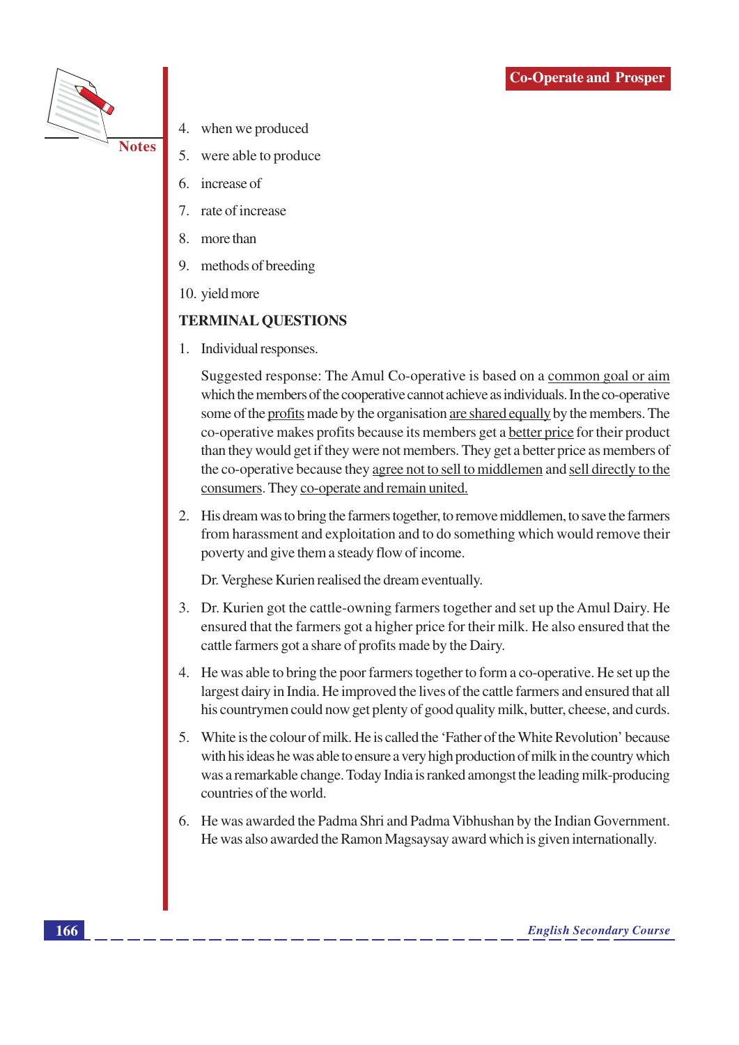4. when we produced
5. were able to produce
6. increase of
7. rate of increase
8. more than
9. methods of breeding
10. yield more

**TERMINAL QUESTIONS**

1. Individual responses.

   Suggested response: The Amul Co-operative is based on a common goal or aim which the members of the cooperative cannot achieve as individuals. In the co-operative some of the profits made by the organisation are shared equally by the members. The co-operative makes profits because its members get a better price for their product than they would get if they were not members. They get a better price as members of the co-operative because they agree not to sell to middlemen and sell directly to the consumers. They co-operate and remain united.

2. His dream was to bring the farmers together, to remove middlemen, to save the farmers from harassment and exploitation and to do something which would remove their poverty and give them a steady flow of income.

   Dr. Verghese Kurien realised the dream eventually.

3. Dr. Kurien got the cattle-owning farmers together and set up the Amul Dairy. He ensured that the farmers got a higher price for their milk. He also ensured that the cattle farmers got a share of profits made by the Dairy.

4. He was able to bring the poor farmers together to form a co-operative. He set up the largest dairy in India. He improved the lives of the cattle farmers and ensured that all his countrymen could now get plenty of good quality milk, butter, cheese, and curds.

5. White is the colour of milk. He is called the 'Father of the White Revolution' because with his ideas he was able to ensure a very high production of milk in the country which was a remarkable change. Today India is ranked amongst the leading milk-producing countries of the world.

6. He was awarded the Padma Shri and Padma Vibhushan by the Indian Government. He was also awarded the Ramon Magsaysay award which is given internationally.